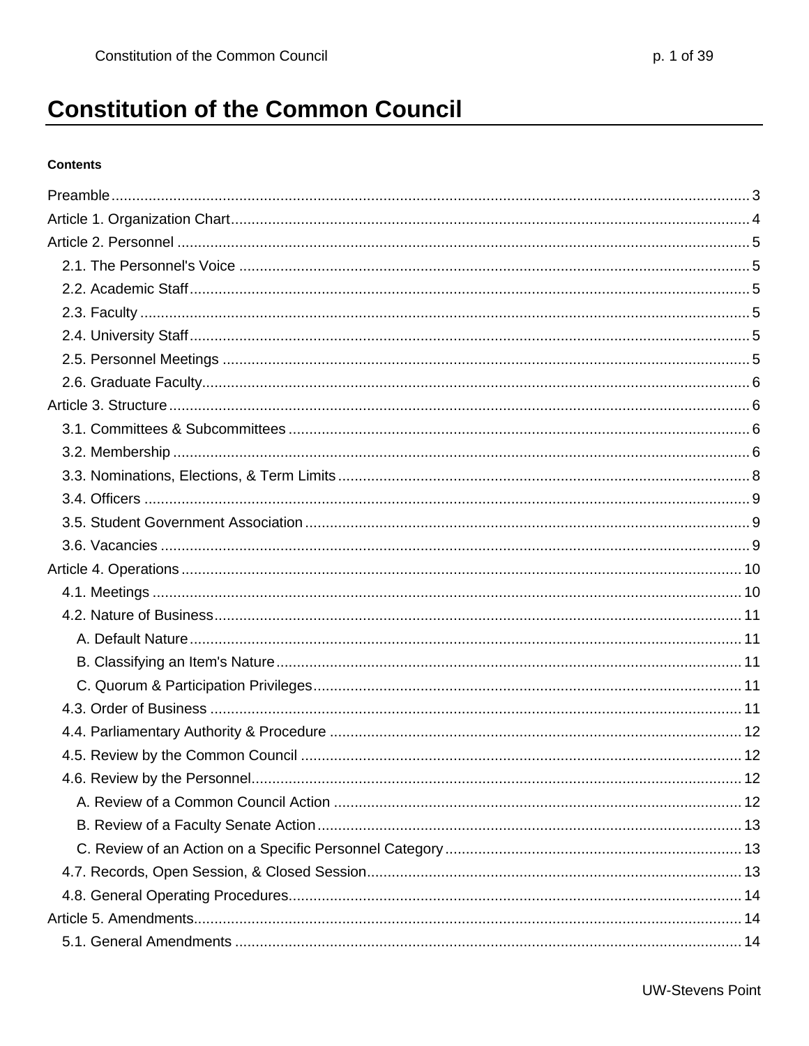# Constitution of the Common Council

**Contents**

- Preamble ... 3
- Article 1. Organization Chart ... 4
- Article 2. Personnel ... 5
  - 2.1. The Personnel's Voice ... 5
  - 2.2. Academic Staff ... 5
  - 2.3. Faculty ... 5
  - 2.4. University Staff ... 5
  - 2.5. Personnel Meetings ... 5
  - 2.6. Graduate Faculty ... 6
- Article 3. Structure ... 6
  - 3.1. Committees & Subcommittees ... 6
  - 3.2. Membership ... 6
  - 3.3. Nominations, Elections, & Term Limits ... 8
  - 3.4. Officers ... 9
  - 3.5. Student Government Association ... 9
  - 3.6. Vacancies ... 9
- Article 4. Operations ... 10
  - 4.1. Meetings ... 10
  - 4.2. Nature of Business ... 11
    - A. Default Nature ... 11
    - B. Classifying an Item's Nature ... 11
    - C. Quorum & Participation Privileges ... 11
  - 4.3. Order of Business ... 11
  - 4.4. Parliamentary Authority & Procedure ... 12
  - 4.5. Review by the Common Council ... 12
  - 4.6. Review by the Personnel ... 12
    - A. Review of a Common Council Action ... 12
    - B. Review of a Faculty Senate Action ... 13
    - C. Review of an Action on a Specific Personnel Category ... 13
  - 4.7. Records, Open Session, & Closed Session ... 13
  - 4.8. General Operating Procedures ... 14
- Article 5. Amendments ... 14
  - 5.1. General Amendments ... 14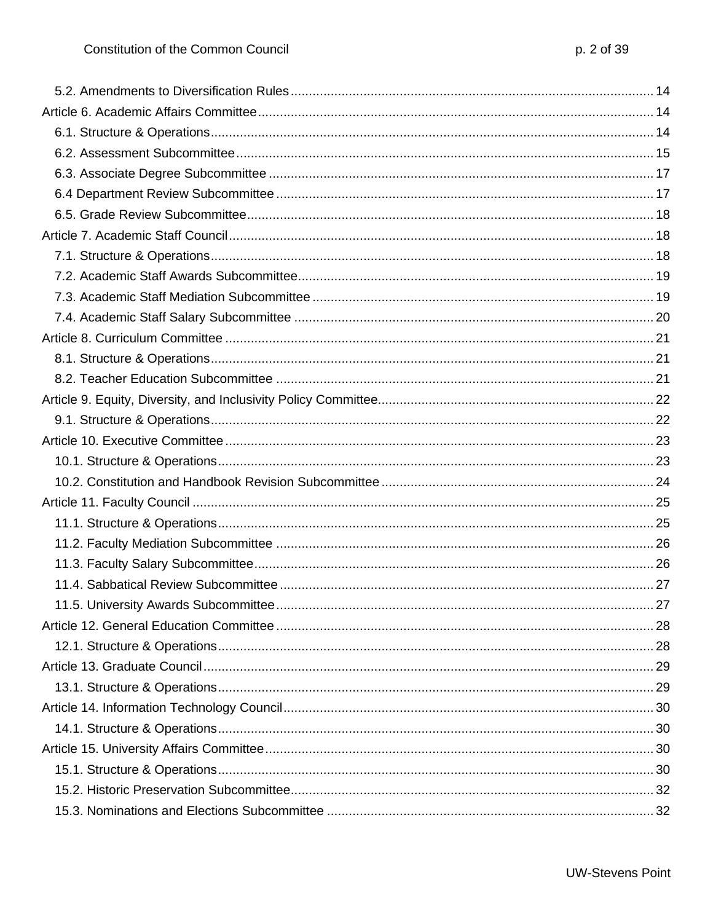- 5.2. Amendments to Diversification Rules .......... 14
- Article 6. Academic Affairs Committee .......... 14
  - 6.1. Structure & Operations .......... 14
  - 6.2. Assessment Subcommittee .......... 15
  - 6.3. Associate Degree Subcommittee .......... 17
  - 6.4 Department Review Subcommittee .......... 17
  - 6.5. Grade Review Subcommittee .......... 18
- Article 7. Academic Staff Council .......... 18
  - 7.1. Structure & Operations .......... 18
  - 7.2. Academic Staff Awards Subcommittee .......... 19
  - 7.3. Academic Staff Mediation Subcommittee .......... 19
  - 7.4. Academic Staff Salary Subcommittee .......... 20
- Article 8. Curriculum Committee .......... 21
  - 8.1. Structure & Operations .......... 21
  - 8.2. Teacher Education Subcommittee .......... 21
- Article 9. Equity, Diversity, and Inclusivity Policy Committee .......... 22
  - 9.1. Structure & Operations .......... 22
- Article 10. Executive Committee .......... 23
  - 10.1. Structure & Operations .......... 23
  - 10.2. Constitution and Handbook Revision Subcommittee .......... 24
- Article 11. Faculty Council .......... 25
  - 11.1. Structure & Operations .......... 25
  - 11.2. Faculty Mediation Subcommittee .......... 26
  - 11.3. Faculty Salary Subcommittee .......... 26
  - 11.4. Sabbatical Review Subcommittee .......... 27
  - 11.5. University Awards Subcommittee .......... 27
- Article 12. General Education Committee .......... 28
  - 12.1. Structure & Operations .......... 28
- Article 13. Graduate Council .......... 29
  - 13.1. Structure & Operations .......... 29
- Article 14. Information Technology Council .......... 30
  - 14.1. Structure & Operations .......... 30
- Article 15. University Affairs Committee .......... 30
  - 15.1. Structure & Operations .......... 30
  - 15.2. Historic Preservation Subcommittee .......... 32
  - 15.3. Nominations and Elections Subcommittee .......... 32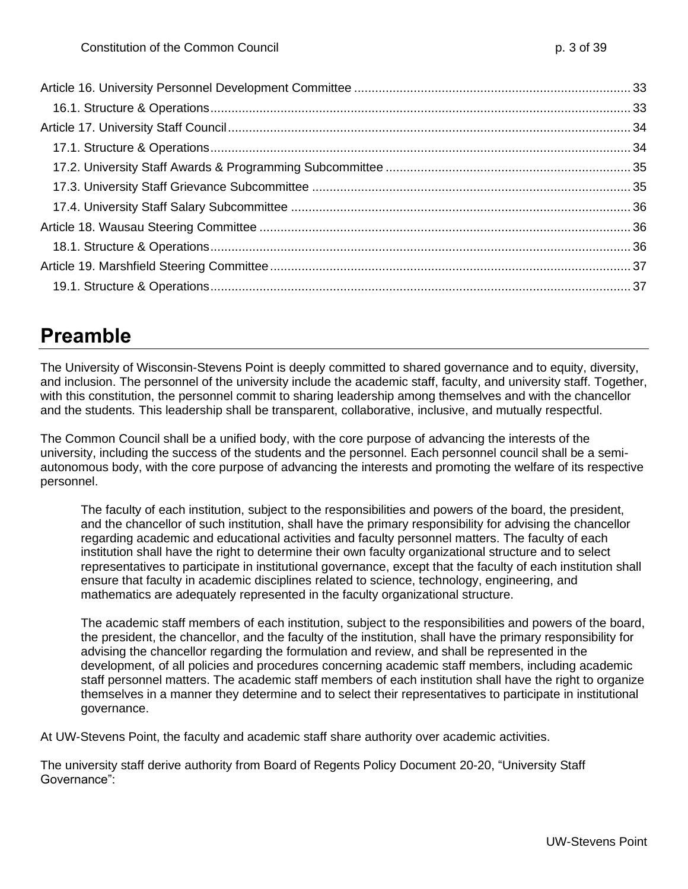Article 16. University Personnel Development Committee ........ 33
- 16.1. Structure & Operations ........ 33

Article 17. University Staff Council ........ 34
- 17.1. Structure & Operations ........ 34
- 17.2. University Staff Awards & Programming Subcommittee ........ 35
- 17.3. University Staff Grievance Subcommittee ........ 35
- 17.4. University Staff Salary Subcommittee ........ 36

Article 18. Wausau Steering Committee ........ 36
- 18.1. Structure & Operations ........ 36

Article 19. Marshfield Steering Committee ........ 37
- 19.1. Structure & Operations ........ 37

# Preamble

The University of Wisconsin-Stevens Point is deeply committed to shared governance and to equity, diversity, and inclusion. The personnel of the university include the academic staff, faculty, and university staff. Together, with this constitution, the personnel commit to sharing leadership among themselves and with the chancellor and the students. This leadership shall be transparent, collaborative, inclusive, and mutually respectful.

The Common Council shall be a unified body, with the core purpose of advancing the interests of the university, including the success of the students and the personnel. Each personnel council shall be a semi-autonomous body, with the core purpose of advancing the interests and promoting the welfare of its respective personnel.

> The faculty of each institution, subject to the responsibilities and powers of the board, the president, and the chancellor of such institution, shall have the primary responsibility for advising the chancellor regarding academic and educational activities and faculty personnel matters. The faculty of each institution shall have the right to determine their own faculty organizational structure and to select representatives to participate in institutional governance, except that the faculty of each institution shall ensure that faculty in academic disciplines related to science, technology, engineering, and mathematics are adequately represented in the faculty organizational structure.
>
> The academic staff members of each institution, subject to the responsibilities and powers of the board, the president, the chancellor, and the faculty of the institution, shall have the primary responsibility for advising the chancellor regarding the formulation and review, and shall be represented in the development, of all policies and procedures concerning academic staff members, including academic staff personnel matters. The academic staff members of each institution shall have the right to organize themselves in a manner they determine and to select their representatives to participate in institutional governance.

At UW-Stevens Point, the faculty and academic staff share authority over academic activities.

The university staff derive authority from Board of Regents Policy Document 20-20, "University Staff Governance":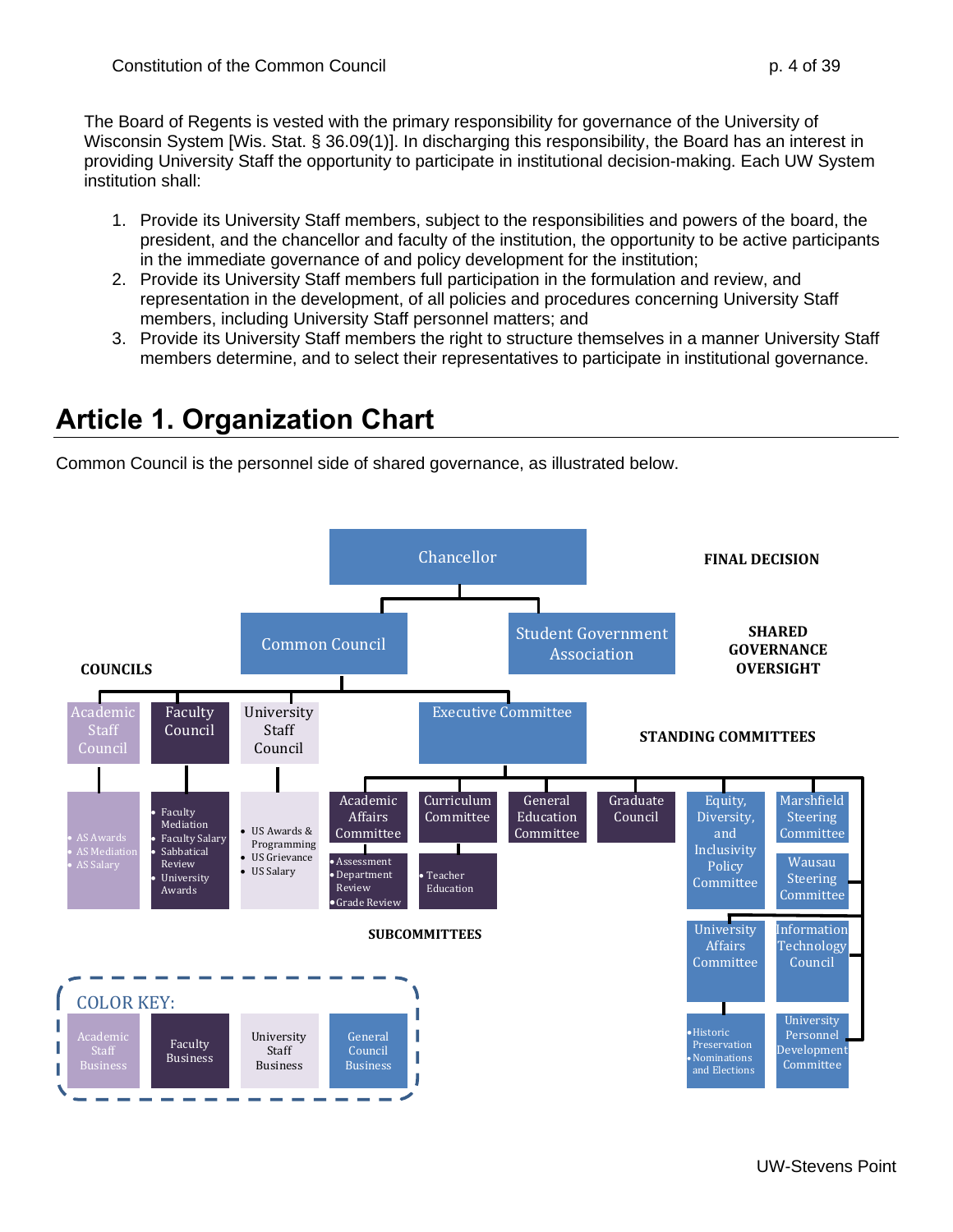The Board of Regents is vested with the primary responsibility for governance of the University of Wisconsin System [Wis. Stat. § 36.09(1)]. In discharging this responsibility, the Board has an interest in providing University Staff the opportunity to participate in institutional decision-making. Each UW System institution shall:

1. Provide its University Staff members, subject to the responsibilities and powers of the board, the president, and the chancellor and faculty of the institution, the opportunity to be active participants in the immediate governance of and policy development for the institution;
2. Provide its University Staff members full participation in the formulation and review, and representation in the development, of all policies and procedures concerning University Staff members, including University Staff personnel matters; and
3. Provide its University Staff members the right to structure themselves in a manner University Staff members determine, and to select their representatives to participate in institutional governance.

# Article 1. Organization Chart

Common Council is the personnel side of shared governance, as illustrated below.

**FINAL DECISION**

- Chancellor

**SHARED GOVERNANCE OVERSIGHT**

- Common Council
- Student Government Association

**COUNCILS**

- Academic Staff Council
  - AS Awards
  - AS Mediation
  - AS Salary
- Faculty Council
  - Faculty Mediation
  - Faculty Salary
  - Sabbatical Review
  - University Awards
- University Staff Council
  - US Awards & Programming
  - US Grievance
  - US Salary

**STANDING COMMITTEES**

- Executive Committee
  - Academic Affairs Committee
    - Assessment
    - Department Review
    - Grade Review
  - Curriculum Committee
    - Teacher Education
  - General Education Committee
  - Graduate Council
  - Equity, Diversity, and Inclusivity Policy Committee
  - Marshfield Steering Committee
  - Wausau Steering Committee
  - University Affairs Committee
    - Historic Preservation
    - Nominations and Elections
  - Information Technology Council
  - University Personnel Development Committee

**SUBCOMMITTEES**

**COLOR KEY:** Academic Staff Business | Faculty Business | University Staff Business | General Council Business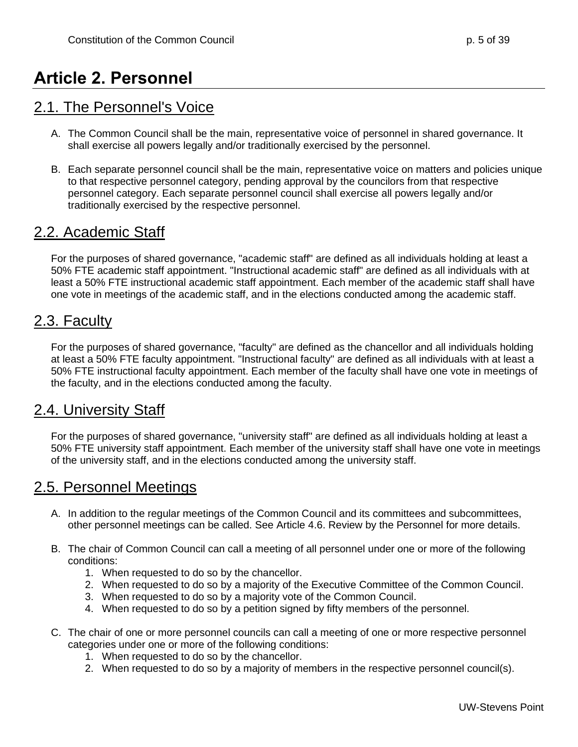# Article 2. Personnel

## 2.1. The Personnel's Voice

A. The Common Council shall be the main, representative voice of personnel in shared governance. It shall exercise all powers legally and/or traditionally exercised by the personnel.

B. Each separate personnel council shall be the main, representative voice on matters and policies unique to that respective personnel category, pending approval by the councilors from that respective personnel category. Each separate personnel council shall exercise all powers legally and/or traditionally exercised by the respective personnel.

## 2.2. Academic Staff

For the purposes of shared governance, "academic staff" are defined as all individuals holding at least a 50% FTE academic staff appointment. "Instructional academic staff" are defined as all individuals with at least a 50% FTE instructional academic staff appointment. Each member of the academic staff shall have one vote in meetings of the academic staff, and in the elections conducted among the academic staff.

## 2.3. Faculty

For the purposes of shared governance, "faculty" are defined as the chancellor and all individuals holding at least a 50% FTE faculty appointment. "Instructional faculty" are defined as all individuals with at least a 50% FTE instructional faculty appointment. Each member of the faculty shall have one vote in meetings of the faculty, and in the elections conducted among the faculty.

## 2.4. University Staff

For the purposes of shared governance, "university staff" are defined as all individuals holding at least a 50% FTE university staff appointment. Each member of the university staff shall have one vote in meetings of the university staff, and in the elections conducted among the university staff.

## 2.5. Personnel Meetings

A. In addition to the regular meetings of the Common Council and its committees and subcommittees, other personnel meetings can be called. See Article 4.6. Review by the Personnel for more details.

B. The chair of Common Council can call a meeting of all personnel under one or more of the following conditions:
   1. When requested to do so by the chancellor.
   2. When requested to do so by a majority of the Executive Committee of the Common Council.
   3. When requested to do so by a majority vote of the Common Council.
   4. When requested to do so by a petition signed by fifty members of the personnel.

C. The chair of one or more personnel councils can call a meeting of one or more respective personnel categories under one or more of the following conditions:
   1. When requested to do so by the chancellor.
   2. When requested to do so by a majority of members in the respective personnel council(s).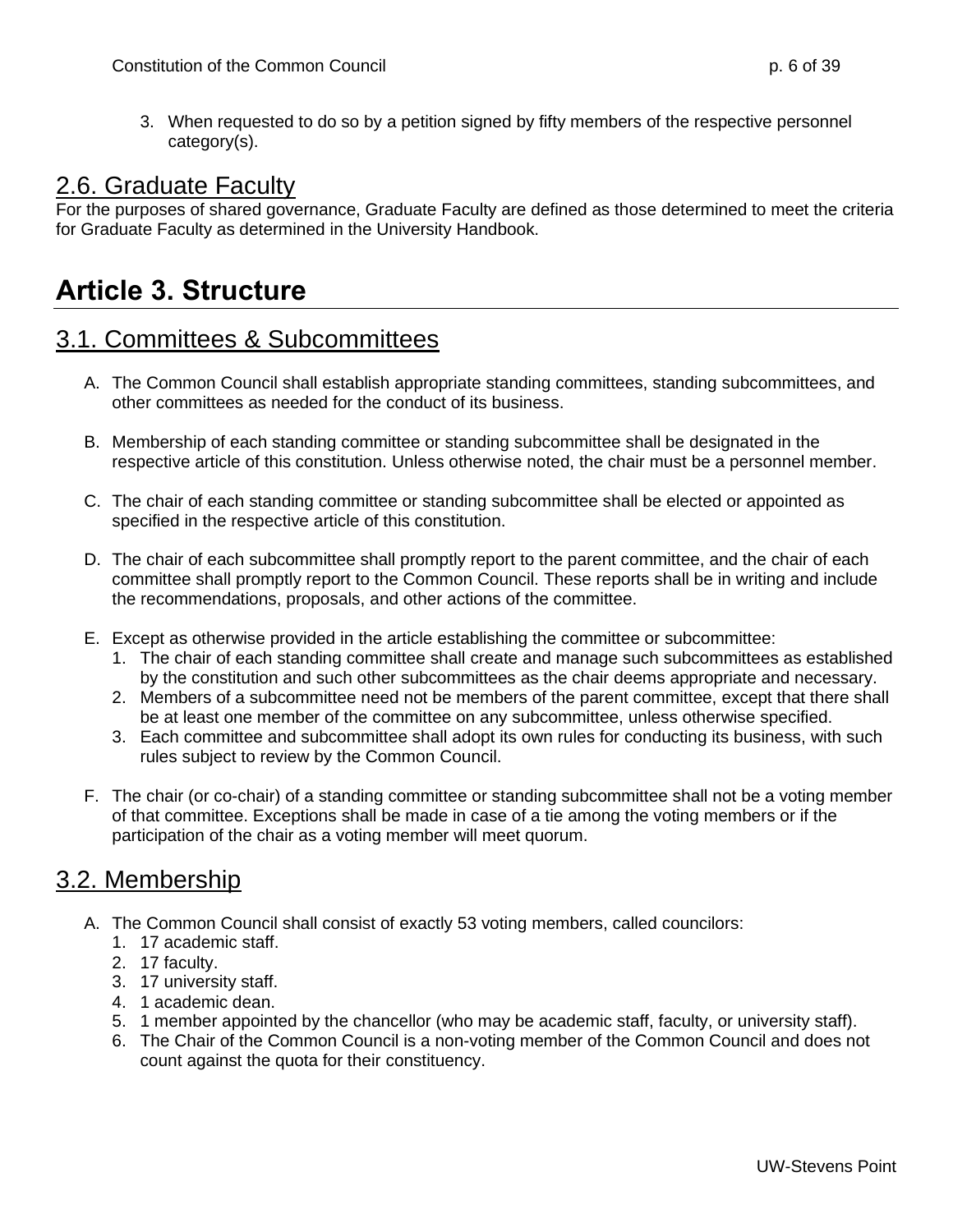3. When requested to do so by a petition signed by fifty members of the respective personnel category(s).

## 2.6. Graduate Faculty

For the purposes of shared governance, Graduate Faculty are defined as those determined to meet the criteria for Graduate Faculty as determined in the University Handbook.

# Article 3. Structure

## 3.1. Committees & Subcommittees

A. The Common Council shall establish appropriate standing committees, standing subcommittees, and other committees as needed for the conduct of its business.

B. Membership of each standing committee or standing subcommittee shall be designated in the respective article of this constitution. Unless otherwise noted, the chair must be a personnel member.

C. The chair of each standing committee or standing subcommittee shall be elected or appointed as specified in the respective article of this constitution.

D. The chair of each subcommittee shall promptly report to the parent committee, and the chair of each committee shall promptly report to the Common Council. These reports shall be in writing and include the recommendations, proposals, and other actions of the committee.

E. Except as otherwise provided in the article establishing the committee or subcommittee:
   1. The chair of each standing committee shall create and manage such subcommittees as established by the constitution and such other subcommittees as the chair deems appropriate and necessary.
   2. Members of a subcommittee need not be members of the parent committee, except that there shall be at least one member of the committee on any subcommittee, unless otherwise specified.
   3. Each committee and subcommittee shall adopt its own rules for conducting its business, with such rules subject to review by the Common Council.

F. The chair (or co-chair) of a standing committee or standing subcommittee shall not be a voting member of that committee. Exceptions shall be made in case of a tie among the voting members or if the participation of the chair as a voting member will meet quorum.

## 3.2. Membership

A. The Common Council shall consist of exactly 53 voting members, called councilors:
   1. 17 academic staff.
   2. 17 faculty.
   3. 17 university staff.
   4. 1 academic dean.
   5. 1 member appointed by the chancellor (who may be academic staff, faculty, or university staff).
   6. The Chair of the Common Council is a non-voting member of the Common Council and does not count against the quota for their constituency.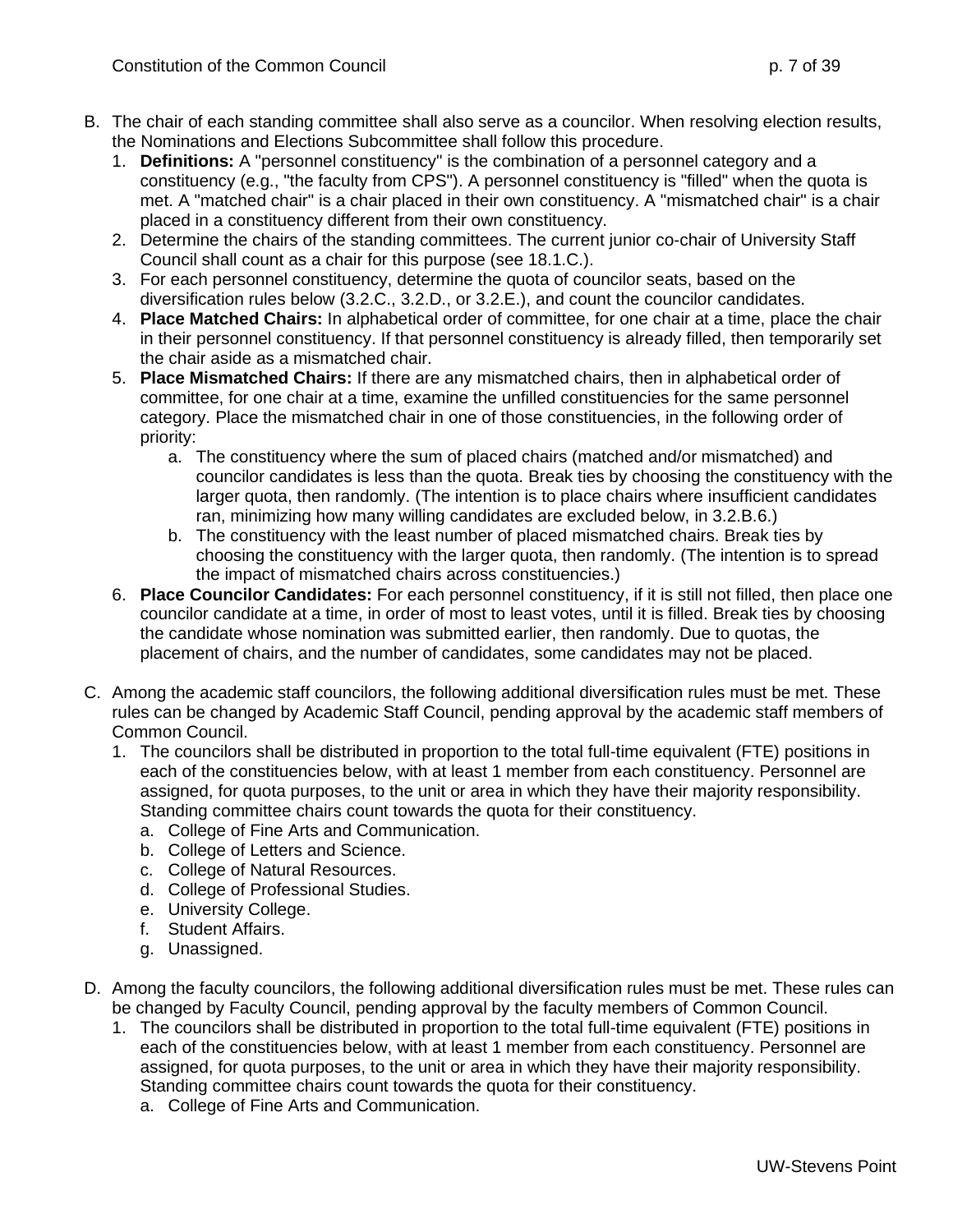B. The chair of each standing committee shall also serve as a councilor. When resolving election results, the Nominations and Elections Subcommittee shall follow this procedure.
   1. **Definitions:** A "personnel constituency" is the combination of a personnel category and a constituency (e.g., "the faculty from CPS"). A personnel constituency is "filled" when the quota is met. A "matched chair" is a chair placed in their own constituency. A "mismatched chair" is a chair placed in a constituency different from their own constituency.
   2. Determine the chairs of the standing committees. The current junior co-chair of University Staff Council shall count as a chair for this purpose (see 18.1.C.).
   3. For each personnel constituency, determine the quota of councilor seats, based on the diversification rules below (3.2.C., 3.2.D., or 3.2.E.), and count the councilor candidates.
   4. **Place Matched Chairs:** In alphabetical order of committee, for one chair at a time, place the chair in their personnel constituency. If that personnel constituency is already filled, then temporarily set the chair aside as a mismatched chair.
   5. **Place Mismatched Chairs:** If there are any mismatched chairs, then in alphabetical order of committee, for one chair at a time, examine the unfilled constituencies for the same personnel category. Place the mismatched chair in one of those constituencies, in the following order of priority:
      a. The constituency where the sum of placed chairs (matched and/or mismatched) and councilor candidates is less than the quota. Break ties by choosing the constituency with the larger quota, then randomly. (The intention is to place chairs where insufficient candidates ran, minimizing how many willing candidates are excluded below, in 3.2.B.6.)
      b. The constituency with the least number of placed mismatched chairs. Break ties by choosing the constituency with the larger quota, then randomly. (The intention is to spread the impact of mismatched chairs across constituencies.)
   6. **Place Councilor Candidates:** For each personnel constituency, if it is still not filled, then place one councilor candidate at a time, in order of most to least votes, until it is filled. Break ties by choosing the candidate whose nomination was submitted earlier, then randomly. Due to quotas, the placement of chairs, and the number of candidates, some candidates may not be placed.

C. Among the academic staff councilors, the following additional diversification rules must be met. These rules can be changed by Academic Staff Council, pending approval by the academic staff members of Common Council.
   1. The councilors shall be distributed in proportion to the total full-time equivalent (FTE) positions in each of the constituencies below, with at least 1 member from each constituency. Personnel are assigned, for quota purposes, to the unit or area in which they have their majority responsibility. Standing committee chairs count towards the quota for their constituency.
      a. College of Fine Arts and Communication.
      b. College of Letters and Science.
      c. College of Natural Resources.
      d. College of Professional Studies.
      e. University College.
      f. Student Affairs.
      g. Unassigned.

D. Among the faculty councilors, the following additional diversification rules must be met. These rules can be changed by Faculty Council, pending approval by the faculty members of Common Council.
   1. The councilors shall be distributed in proportion to the total full-time equivalent (FTE) positions in each of the constituencies below, with at least 1 member from each constituency. Personnel are assigned, for quota purposes, to the unit or area in which they have their majority responsibility. Standing committee chairs count towards the quota for their constituency.
      a. College of Fine Arts and Communication.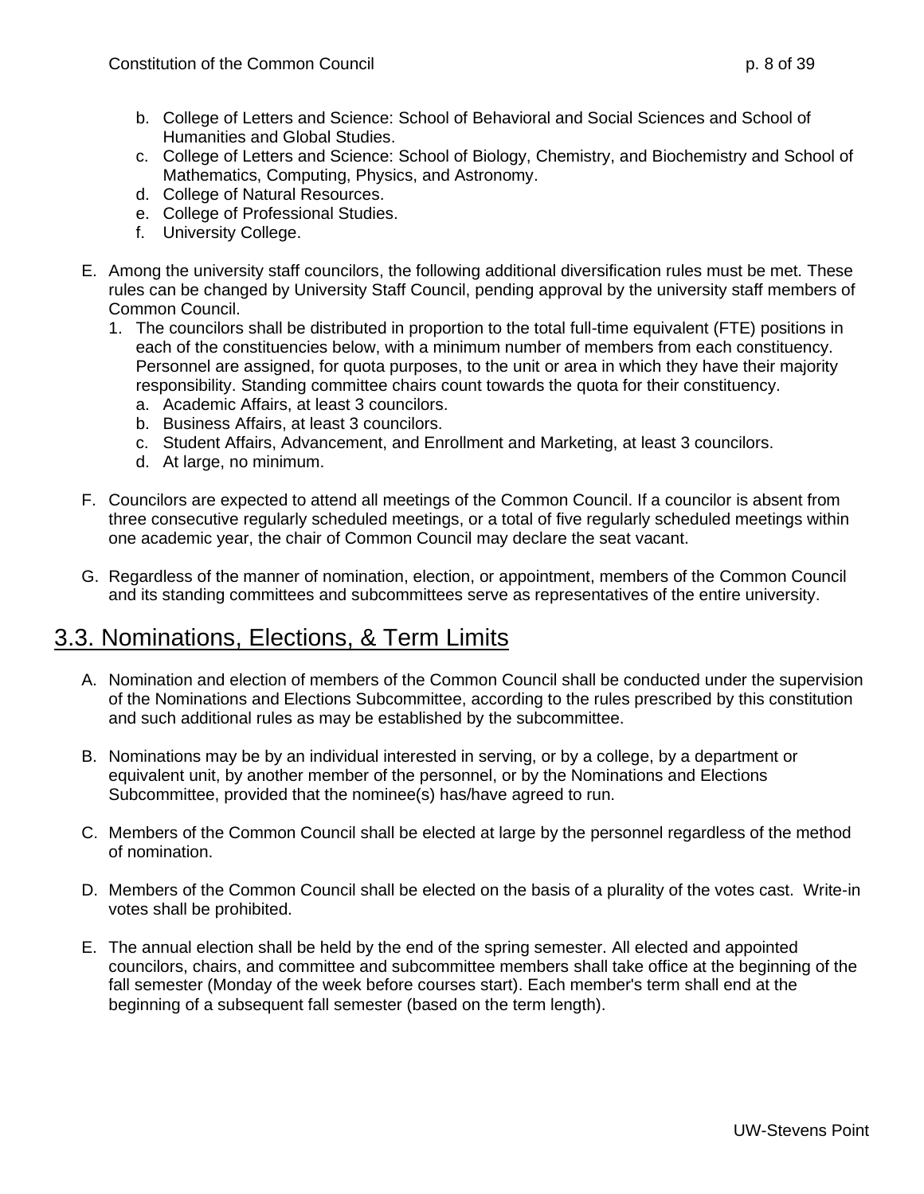b. College of Letters and Science: School of Behavioral and Social Sciences and School of Humanities and Global Studies.
   c. College of Letters and Science: School of Biology, Chemistry, and Biochemistry and School of Mathematics, Computing, Physics, and Astronomy.
   d. College of Natural Resources.
   e. College of Professional Studies.
   f. University College.

E. Among the university staff councilors, the following additional diversification rules must be met. These rules can be changed by University Staff Council, pending approval by the university staff members of Common Council.
   1. The councilors shall be distributed in proportion to the total full-time equivalent (FTE) positions in each of the constituencies below, with a minimum number of members from each constituency. Personnel are assigned, for quota purposes, to the unit or area in which they have their majority responsibility. Standing committee chairs count towards the quota for their constituency.
      a. Academic Affairs, at least 3 councilors.
      b. Business Affairs, at least 3 councilors.
      c. Student Affairs, Advancement, and Enrollment and Marketing, at least 3 councilors.
      d. At large, no minimum.

F. Councilors are expected to attend all meetings of the Common Council. If a councilor is absent from three consecutive regularly scheduled meetings, or a total of five regularly scheduled meetings within one academic year, the chair of Common Council may declare the seat vacant.

G. Regardless of the manner of nomination, election, or appointment, members of the Common Council and its standing committees and subcommittees serve as representatives of the entire university.

## 3.3. Nominations, Elections, & Term Limits

A. Nomination and election of members of the Common Council shall be conducted under the supervision of the Nominations and Elections Subcommittee, according to the rules prescribed by this constitution and such additional rules as may be established by the subcommittee.

B. Nominations may be by an individual interested in serving, or by a college, by a department or equivalent unit, by another member of the personnel, or by the Nominations and Elections Subcommittee, provided that the nominee(s) has/have agreed to run.

C. Members of the Common Council shall be elected at large by the personnel regardless of the method of nomination.

D. Members of the Common Council shall be elected on the basis of a plurality of the votes cast. Write-in votes shall be prohibited.

E. The annual election shall be held by the end of the spring semester. All elected and appointed councilors, chairs, and committee and subcommittee members shall take office at the beginning of the fall semester (Monday of the week before courses start). Each member's term shall end at the beginning of a subsequent fall semester (based on the term length).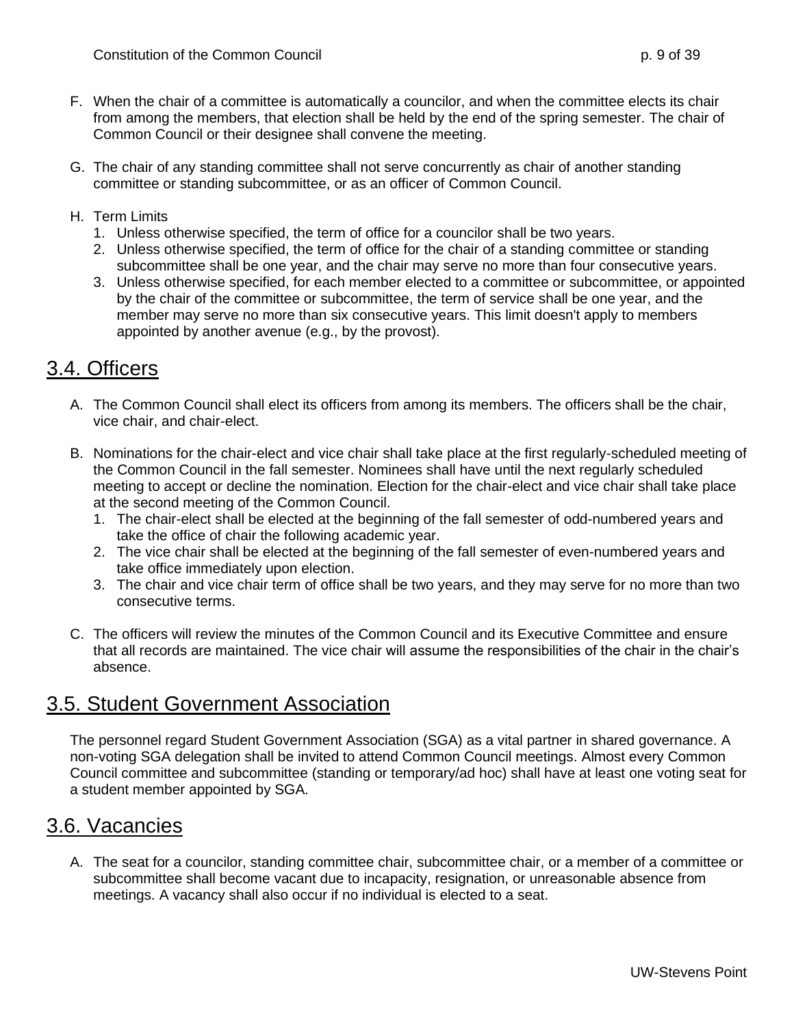F. When the chair of a committee is automatically a councilor, and when the committee elects its chair from among the members, that election shall be held by the end of the spring semester. The chair of Common Council or their designee shall convene the meeting.

G. The chair of any standing committee shall not serve concurrently as chair of another standing committee or standing subcommittee, or as an officer of Common Council.

H. Term Limits
   1. Unless otherwise specified, the term of office for a councilor shall be two years.
   2. Unless otherwise specified, the term of office for the chair of a standing committee or standing subcommittee shall be one year, and the chair may serve no more than four consecutive years.
   3. Unless otherwise specified, for each member elected to a committee or subcommittee, or appointed by the chair of the committee or subcommittee, the term of service shall be one year, and the member may serve no more than six consecutive years. This limit doesn't apply to members appointed by another avenue (e.g., by the provost).

## 3.4. Officers

A. The Common Council shall elect its officers from among its members. The officers shall be the chair, vice chair, and chair-elect.

B. Nominations for the chair-elect and vice chair shall take place at the first regularly-scheduled meeting of the Common Council in the fall semester. Nominees shall have until the next regularly scheduled meeting to accept or decline the nomination. Election for the chair-elect and vice chair shall take place at the second meeting of the Common Council.
   1. The chair-elect shall be elected at the beginning of the fall semester of odd-numbered years and take the office of chair the following academic year.
   2. The vice chair shall be elected at the beginning of the fall semester of even-numbered years and take office immediately upon election.
   3. The chair and vice chair term of office shall be two years, and they may serve for no more than two consecutive terms.

C. The officers will review the minutes of the Common Council and its Executive Committee and ensure that all records are maintained. The vice chair will assume the responsibilities of the chair in the chair's absence.

## 3.5. Student Government Association

The personnel regard Student Government Association (SGA) as a vital partner in shared governance. A non-voting SGA delegation shall be invited to attend Common Council meetings. Almost every Common Council committee and subcommittee (standing or temporary/ad hoc) shall have at least one voting seat for a student member appointed by SGA.

## 3.6. Vacancies

A. The seat for a councilor, standing committee chair, subcommittee chair, or a member of a committee or subcommittee shall become vacant due to incapacity, resignation, or unreasonable absence from meetings. A vacancy shall also occur if no individual is elected to a seat.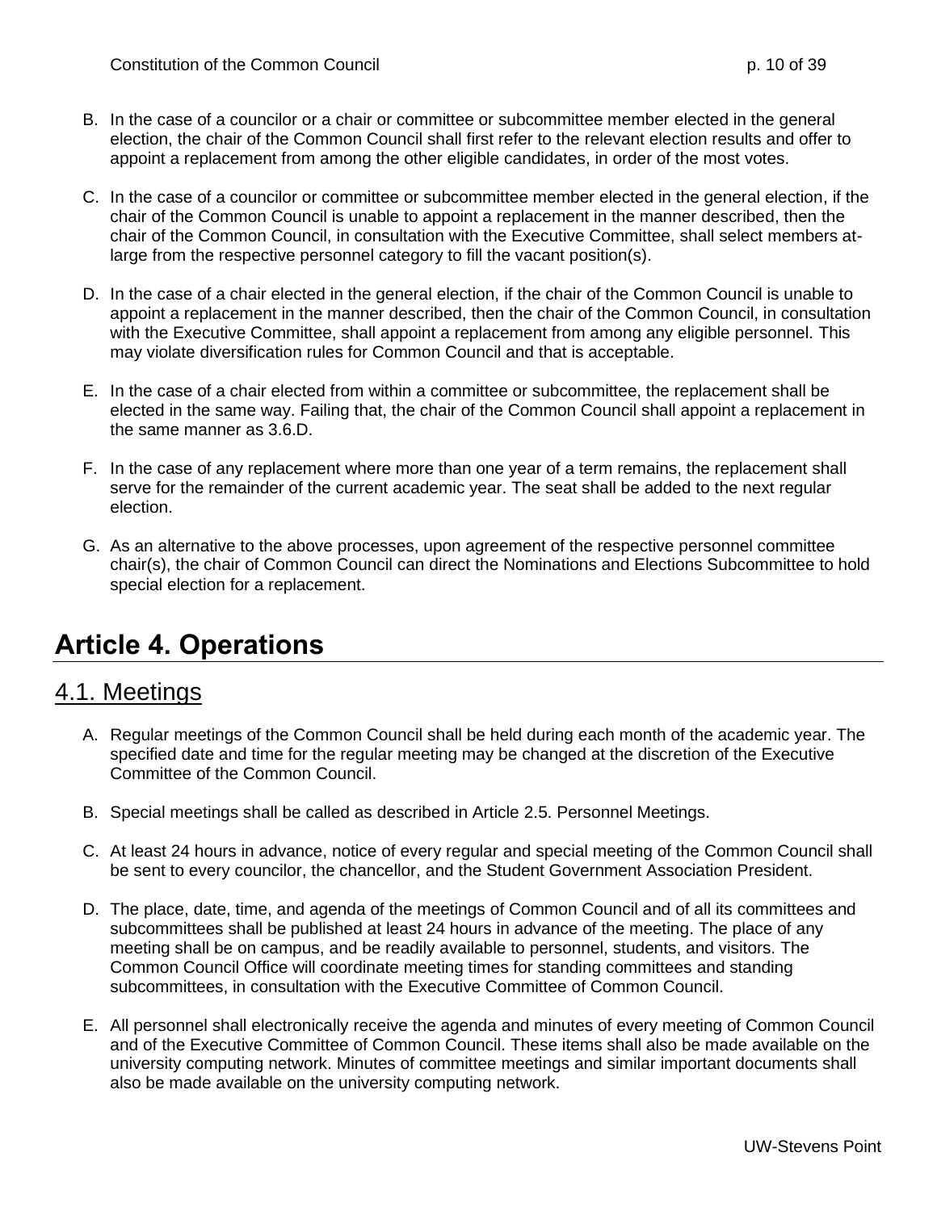B. In the case of a councilor or a chair or committee or subcommittee member elected in the general election, the chair of the Common Council shall first refer to the relevant election results and offer to appoint a replacement from among the other eligible candidates, in order of the most votes.

C. In the case of a councilor or committee or subcommittee member elected in the general election, if the chair of the Common Council is unable to appoint a replacement in the manner described, then the chair of the Common Council, in consultation with the Executive Committee, shall select members at-large from the respective personnel category to fill the vacant position(s).

D. In the case of a chair elected in the general election, if the chair of the Common Council is unable to appoint a replacement in the manner described, then the chair of the Common Council, in consultation with the Executive Committee, shall appoint a replacement from among any eligible personnel. This may violate diversification rules for Common Council and that is acceptable.

E. In the case of a chair elected from within a committee or subcommittee, the replacement shall be elected in the same way. Failing that, the chair of the Common Council shall appoint a replacement in the same manner as 3.6.D.

F. In the case of any replacement where more than one year of a term remains, the replacement shall serve for the remainder of the current academic year. The seat shall be added to the next regular election.

G. As an alternative to the above processes, upon agreement of the respective personnel committee chair(s), the chair of Common Council can direct the Nominations and Elections Subcommittee to hold special election for a replacement.

# Article 4. Operations

## 4.1. Meetings

A. Regular meetings of the Common Council shall be held during each month of the academic year. The specified date and time for the regular meeting may be changed at the discretion of the Executive Committee of the Common Council.

B. Special meetings shall be called as described in Article 2.5. Personnel Meetings.

C. At least 24 hours in advance, notice of every regular and special meeting of the Common Council shall be sent to every councilor, the chancellor, and the Student Government Association President.

D. The place, date, time, and agenda of the meetings of Common Council and of all its committees and subcommittees shall be published at least 24 hours in advance of the meeting. The place of any meeting shall be on campus, and be readily available to personnel, students, and visitors. The Common Council Office will coordinate meeting times for standing committees and standing subcommittees, in consultation with the Executive Committee of Common Council.

E. All personnel shall electronically receive the agenda and minutes of every meeting of Common Council and of the Executive Committee of Common Council. These items shall also be made available on the university computing network. Minutes of committee meetings and similar important documents shall also be made available on the university computing network.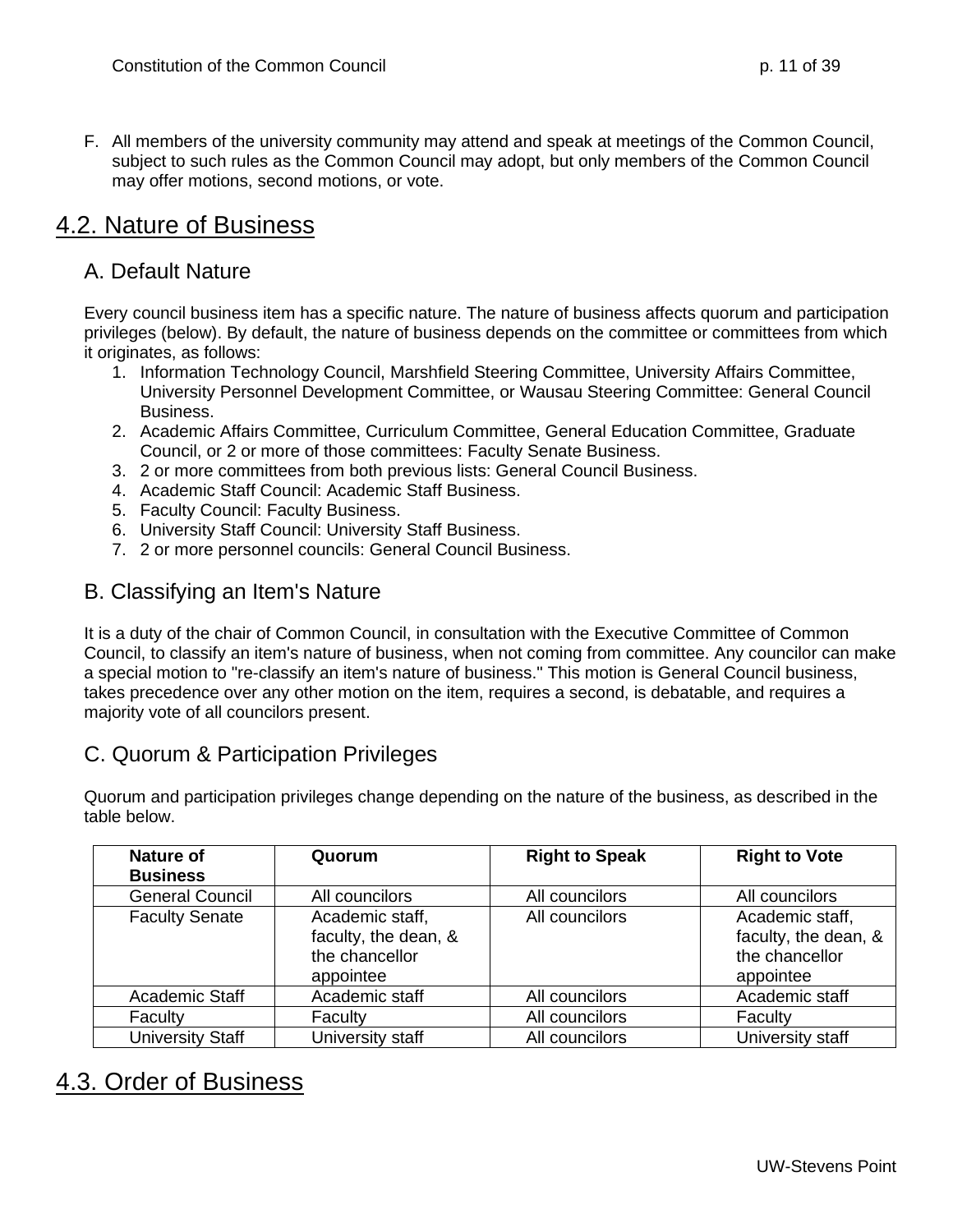F. All members of the university community may attend and speak at meetings of the Common Council, subject to such rules as the Common Council may adopt, but only members of the Common Council may offer motions, second motions, or vote.

## 4.2. Nature of Business

### A. Default Nature

Every council business item has a specific nature. The nature of business affects quorum and participation privileges (below). By default, the nature of business depends on the committee or committees from which it originates, as follows:

1. Information Technology Council, Marshfield Steering Committee, University Affairs Committee, University Personnel Development Committee, or Wausau Steering Committee: General Council Business.
2. Academic Affairs Committee, Curriculum Committee, General Education Committee, Graduate Council, or 2 or more of those committees: Faculty Senate Business.
3. 2 or more committees from both previous lists: General Council Business.
4. Academic Staff Council: Academic Staff Business.
5. Faculty Council: Faculty Business.
6. University Staff Council: University Staff Business.
7. 2 or more personnel councils: General Council Business.

### B. Classifying an Item's Nature

It is a duty of the chair of Common Council, in consultation with the Executive Committee of Common Council, to classify an item's nature of business, when not coming from committee. Any councilor can make a special motion to "re-classify an item's nature of business." This motion is General Council business, takes precedence over any other motion on the item, requires a second, is debatable, and requires a majority vote of all councilors present.

### C. Quorum & Participation Privileges

Quorum and participation privileges change depending on the nature of the business, as described in the table below.

| Nature of Business | Quorum | Right to Speak | Right to Vote |
| --- | --- | --- | --- |
| General Council | All councilors | All councilors | All councilors |
| Faculty Senate | Academic staff, faculty, the dean, & the chancellor appointee | All councilors | Academic staff, faculty, the dean, & the chancellor appointee |
| Academic Staff | Academic staff | All councilors | Academic staff |
| Faculty | Faculty | All councilors | Faculty |
| University Staff | University staff | All councilors | University staff |

## 4.3. Order of Business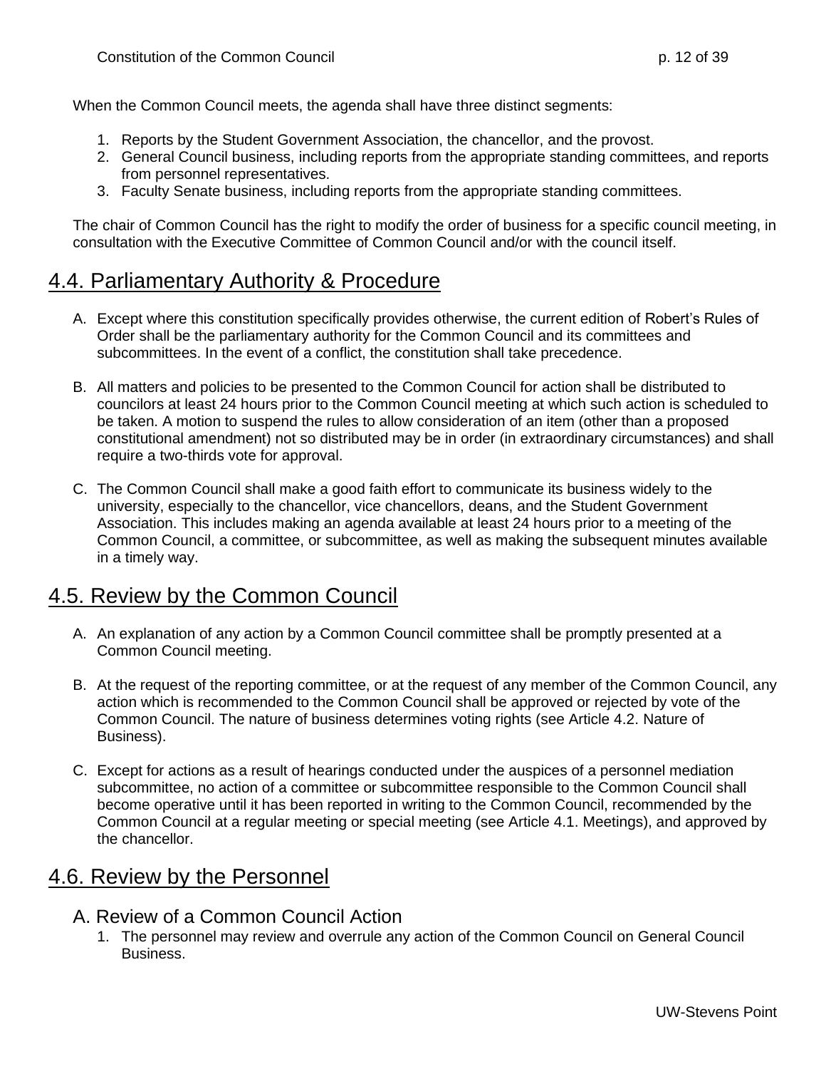When the Common Council meets, the agenda shall have three distinct segments:

1. Reports by the Student Government Association, the chancellor, and the provost.
2. General Council business, including reports from the appropriate standing committees, and reports from personnel representatives.
3. Faculty Senate business, including reports from the appropriate standing committees.

The chair of Common Council has the right to modify the order of business for a specific council meeting, in consultation with the Executive Committee of Common Council and/or with the council itself.

## 4.4. Parliamentary Authority & Procedure

A. Except where this constitution specifically provides otherwise, the current edition of Robert's Rules of Order shall be the parliamentary authority for the Common Council and its committees and subcommittees. In the event of a conflict, the constitution shall take precedence.

B. All matters and policies to be presented to the Common Council for action shall be distributed to councilors at least 24 hours prior to the Common Council meeting at which such action is scheduled to be taken. A motion to suspend the rules to allow consideration of an item (other than a proposed constitutional amendment) not so distributed may be in order (in extraordinary circumstances) and shall require a two-thirds vote for approval.

C. The Common Council shall make a good faith effort to communicate its business widely to the university, especially to the chancellor, vice chancellors, deans, and the Student Government Association. This includes making an agenda available at least 24 hours prior to a meeting of the Common Council, a committee, or subcommittee, as well as making the subsequent minutes available in a timely way.

## 4.5. Review by the Common Council

A. An explanation of any action by a Common Council committee shall be promptly presented at a Common Council meeting.

B. At the request of the reporting committee, or at the request of any member of the Common Council, any action which is recommended to the Common Council shall be approved or rejected by vote of the Common Council. The nature of business determines voting rights (see Article 4.2. Nature of Business).

C. Except for actions as a result of hearings conducted under the auspices of a personnel mediation subcommittee, no action of a committee or subcommittee responsible to the Common Council shall become operative until it has been reported in writing to the Common Council, recommended by the Common Council at a regular meeting or special meeting (see Article 4.1. Meetings), and approved by the chancellor.

## 4.6. Review by the Personnel

### A. Review of a Common Council Action

1. The personnel may review and overrule any action of the Common Council on General Council Business.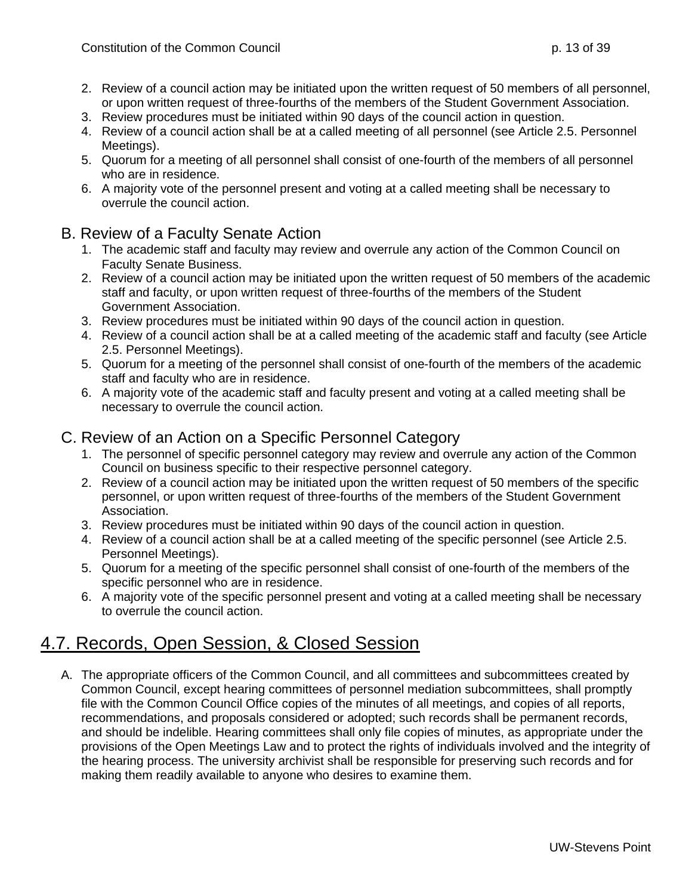2. Review of a council action may be initiated upon the written request of 50 members of all personnel, or upon written request of three-fourths of the members of the Student Government Association.
3. Review procedures must be initiated within 90 days of the council action in question.
4. Review of a council action shall be at a called meeting of all personnel (see Article 2.5. Personnel Meetings).
5. Quorum for a meeting of all personnel shall consist of one-fourth of the members of all personnel who are in residence.
6. A majority vote of the personnel present and voting at a called meeting shall be necessary to overrule the council action.

### B. Review of a Faculty Senate Action

1. The academic staff and faculty may review and overrule any action of the Common Council on Faculty Senate Business.
2. Review of a council action may be initiated upon the written request of 50 members of the academic staff and faculty, or upon written request of three-fourths of the members of the Student Government Association.
3. Review procedures must be initiated within 90 days of the council action in question.
4. Review of a council action shall be at a called meeting of the academic staff and faculty (see Article 2.5. Personnel Meetings).
5. Quorum for a meeting of the personnel shall consist of one-fourth of the members of the academic staff and faculty who are in residence.
6. A majority vote of the academic staff and faculty present and voting at a called meeting shall be necessary to overrule the council action.

### C. Review of an Action on a Specific Personnel Category

1. The personnel of specific personnel category may review and overrule any action of the Common Council on business specific to their respective personnel category.
2. Review of a council action may be initiated upon the written request of 50 members of the specific personnel, or upon written request of three-fourths of the members of the Student Government Association.
3. Review procedures must be initiated within 90 days of the council action in question.
4. Review of a council action shall be at a called meeting of the specific personnel (see Article 2.5. Personnel Meetings).
5. Quorum for a meeting of the specific personnel shall consist of one-fourth of the members of the specific personnel who are in residence.
6. A majority vote of the specific personnel present and voting at a called meeting shall be necessary to overrule the council action.

## 4.7. Records, Open Session, & Closed Session

A. The appropriate officers of the Common Council, and all committees and subcommittees created by Common Council, except hearing committees of personnel mediation subcommittees, shall promptly file with the Common Council Office copies of the minutes of all meetings, and copies of all reports, recommendations, and proposals considered or adopted; such records shall be permanent records, and should be indelible. Hearing committees shall only file copies of minutes, as appropriate under the provisions of the Open Meetings Law and to protect the rights of individuals involved and the integrity of the hearing process. The university archivist shall be responsible for preserving such records and for making them readily available to anyone who desires to examine them.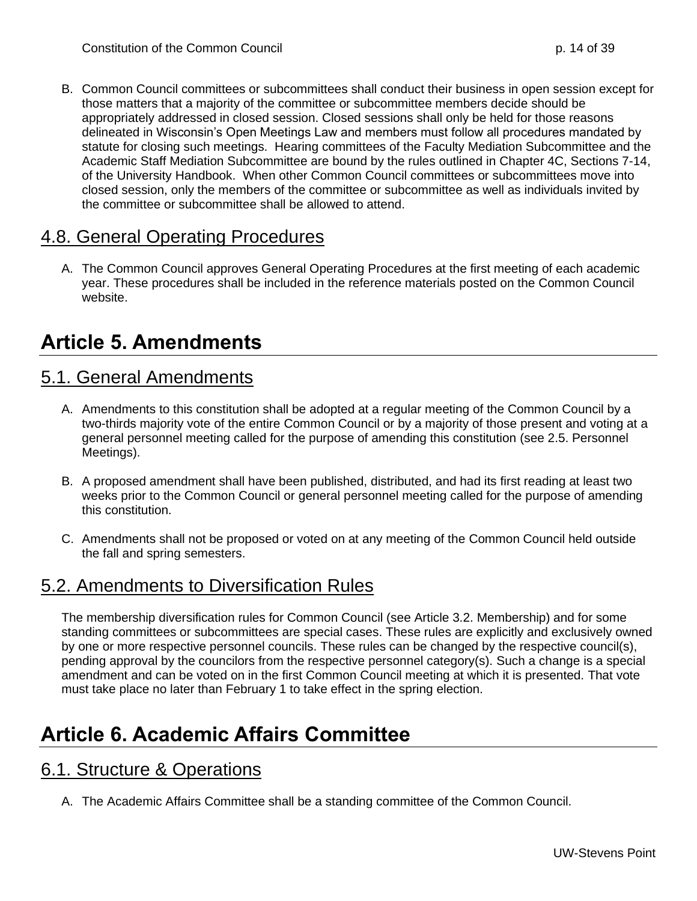B. Common Council committees or subcommittees shall conduct their business in open session except for those matters that a majority of the committee or subcommittee members decide should be appropriately addressed in closed session. Closed sessions shall only be held for those reasons delineated in Wisconsin's Open Meetings Law and members must follow all procedures mandated by statute for closing such meetings. Hearing committees of the Faculty Mediation Subcommittee and the Academic Staff Mediation Subcommittee are bound by the rules outlined in Chapter 4C, Sections 7-14, of the University Handbook. When other Common Council committees or subcommittees move into closed session, only the members of the committee or subcommittee as well as individuals invited by the committee or subcommittee shall be allowed to attend.

## 4.8. General Operating Procedures

A. The Common Council approves General Operating Procedures at the first meeting of each academic year. These procedures shall be included in the reference materials posted on the Common Council website.

# Article 5. Amendments

## 5.1. General Amendments

A. Amendments to this constitution shall be adopted at a regular meeting of the Common Council by a two-thirds majority vote of the entire Common Council or by a majority of those present and voting at a general personnel meeting called for the purpose of amending this constitution (see 2.5. Personnel Meetings).

B. A proposed amendment shall have been published, distributed, and had its first reading at least two weeks prior to the Common Council or general personnel meeting called for the purpose of amending this constitution.

C. Amendments shall not be proposed or voted on at any meeting of the Common Council held outside the fall and spring semesters.

## 5.2. Amendments to Diversification Rules

The membership diversification rules for Common Council (see Article 3.2. Membership) and for some standing committees or subcommittees are special cases. These rules are explicitly and exclusively owned by one or more respective personnel councils. These rules can be changed by the respective council(s), pending approval by the councilors from the respective personnel category(s). Such a change is a special amendment and can be voted on in the first Common Council meeting at which it is presented. That vote must take place no later than February 1 to take effect in the spring election.

# Article 6. Academic Affairs Committee

## 6.1. Structure & Operations

A. The Academic Affairs Committee shall be a standing committee of the Common Council.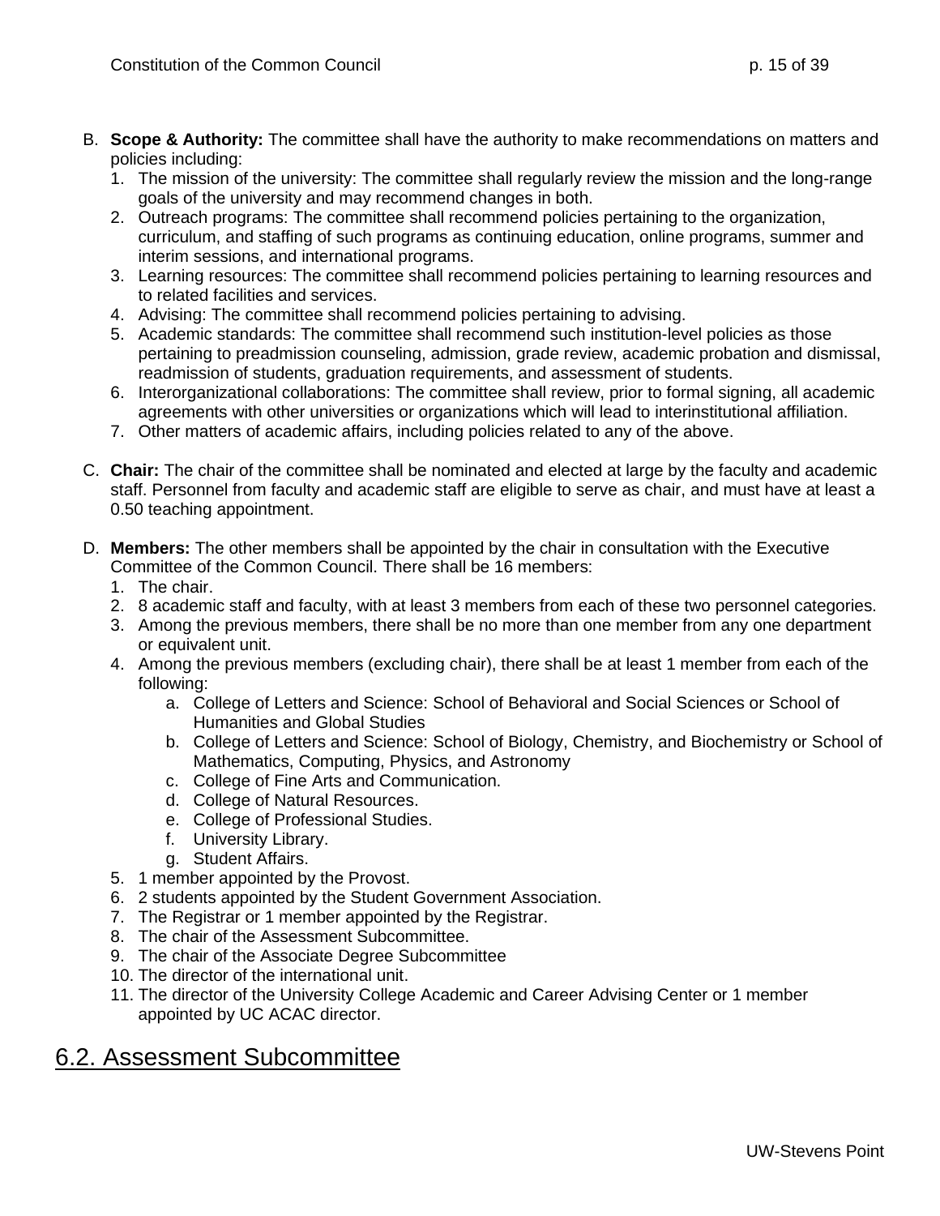B. **Scope & Authority:** The committee shall have the authority to make recommendations on matters and policies including:
   1. The mission of the university: The committee shall regularly review the mission and the long-range goals of the university and may recommend changes in both.
   2. Outreach programs: The committee shall recommend policies pertaining to the organization, curriculum, and staffing of such programs as continuing education, online programs, summer and interim sessions, and international programs.
   3. Learning resources: The committee shall recommend policies pertaining to learning resources and to related facilities and services.
   4. Advising: The committee shall recommend policies pertaining to advising.
   5. Academic standards: The committee shall recommend such institution-level policies as those pertaining to preadmission counseling, admission, grade review, academic probation and dismissal, readmission of students, graduation requirements, and assessment of students.
   6. Interorganizational collaborations: The committee shall review, prior to formal signing, all academic agreements with other universities or organizations which will lead to interinstitutional affiliation.
   7. Other matters of academic affairs, including policies related to any of the above.

C. **Chair:** The chair of the committee shall be nominated and elected at large by the faculty and academic staff. Personnel from faculty and academic staff are eligible to serve as chair, and must have at least a 0.50 teaching appointment.

D. **Members:** The other members shall be appointed by the chair in consultation with the Executive Committee of the Common Council. There shall be 16 members:
   1. The chair.
   2. 8 academic staff and faculty, with at least 3 members from each of these two personnel categories.
   3. Among the previous members, there shall be no more than one member from any one department or equivalent unit.
   4. Among the previous members (excluding chair), there shall be at least 1 member from each of the following:
      a. College of Letters and Science: School of Behavioral and Social Sciences or School of Humanities and Global Studies
      b. College of Letters and Science: School of Biology, Chemistry, and Biochemistry or School of Mathematics, Computing, Physics, and Astronomy
      c. College of Fine Arts and Communication.
      d. College of Natural Resources.
      e. College of Professional Studies.
      f. University Library.
      g. Student Affairs.
   5. 1 member appointed by the Provost.
   6. 2 students appointed by the Student Government Association.
   7. The Registrar or 1 member appointed by the Registrar.
   8. The chair of the Assessment Subcommittee.
   9. The chair of the Associate Degree Subcommittee
   10. The director of the international unit.
   11. The director of the University College Academic and Career Advising Center or 1 member appointed by UC ACAC director.

## 6.2. Assessment Subcommittee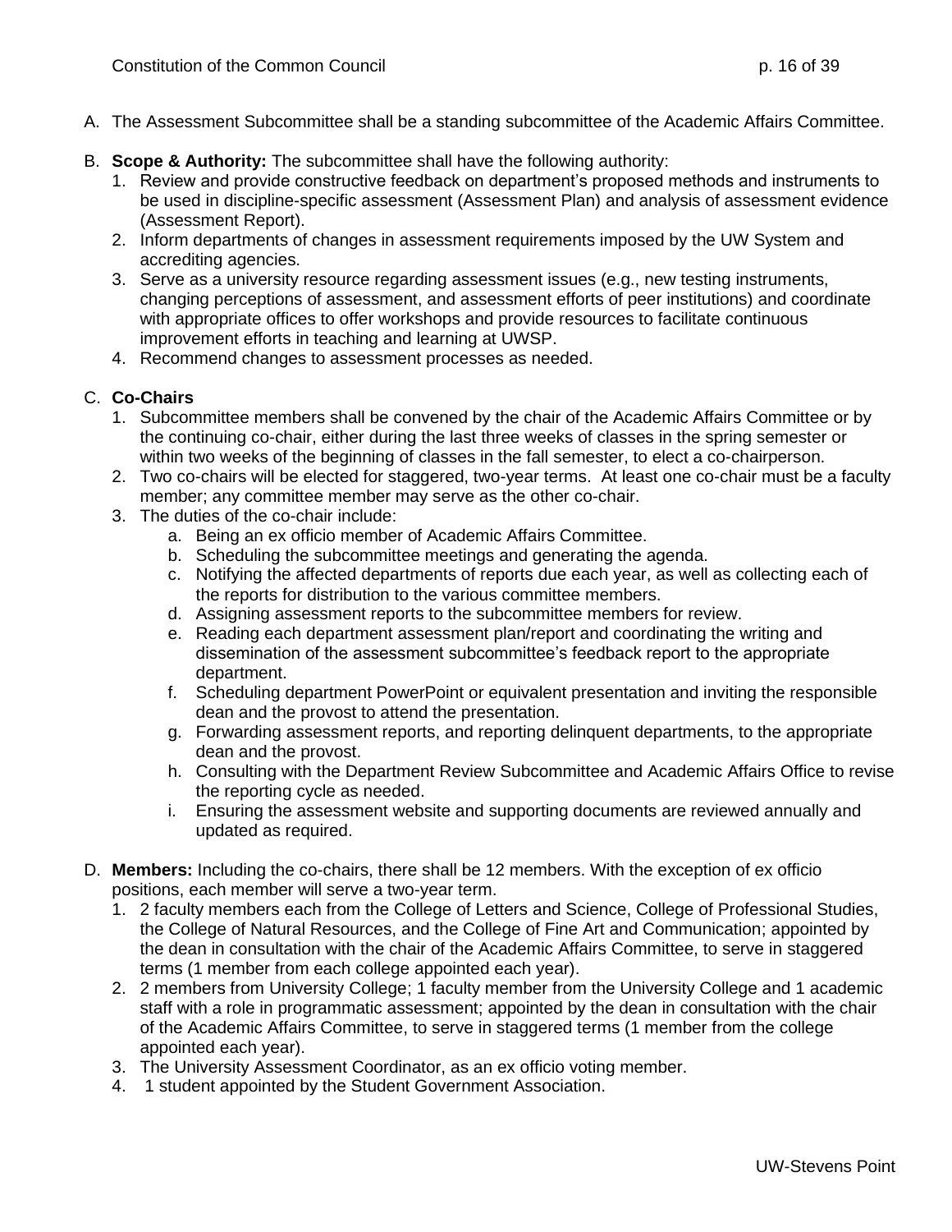A. The Assessment Subcommittee shall be a standing subcommittee of the Academic Affairs Committee.

B. **Scope & Authority:** The subcommittee shall have the following authority:
   1. Review and provide constructive feedback on department's proposed methods and instruments to be used in discipline-specific assessment (Assessment Plan) and analysis of assessment evidence (Assessment Report).
   2. Inform departments of changes in assessment requirements imposed by the UW System and accrediting agencies.
   3. Serve as a university resource regarding assessment issues (e.g., new testing instruments, changing perceptions of assessment, and assessment efforts of peer institutions) and coordinate with appropriate offices to offer workshops and provide resources to facilitate continuous improvement efforts in teaching and learning at UWSP.
   4. Recommend changes to assessment processes as needed.

C. **Co-Chairs**
   1. Subcommittee members shall be convened by the chair of the Academic Affairs Committee or by the continuing co-chair, either during the last three weeks of classes in the spring semester or within two weeks of the beginning of classes in the fall semester, to elect a co-chairperson.
   2. Two co-chairs will be elected for staggered, two-year terms. At least one co-chair must be a faculty member; any committee member may serve as the other co-chair.
   3. The duties of the co-chair include:
      a. Being an ex officio member of Academic Affairs Committee.
      b. Scheduling the subcommittee meetings and generating the agenda.
      c. Notifying the affected departments of reports due each year, as well as collecting each of the reports for distribution to the various committee members.
      d. Assigning assessment reports to the subcommittee members for review.
      e. Reading each department assessment plan/report and coordinating the writing and dissemination of the assessment subcommittee's feedback report to the appropriate department.
      f. Scheduling department PowerPoint or equivalent presentation and inviting the responsible dean and the provost to attend the presentation.
      g. Forwarding assessment reports, and reporting delinquent departments, to the appropriate dean and the provost.
      h. Consulting with the Department Review Subcommittee and Academic Affairs Office to revise the reporting cycle as needed.
      i. Ensuring the assessment website and supporting documents are reviewed annually and updated as required.

D. **Members:** Including the co-chairs, there shall be 12 members. With the exception of ex officio positions, each member will serve a two-year term.
   1. 2 faculty members each from the College of Letters and Science, College of Professional Studies, the College of Natural Resources, and the College of Fine Art and Communication; appointed by the dean in consultation with the chair of the Academic Affairs Committee, to serve in staggered terms (1 member from each college appointed each year).
   2. 2 members from University College; 1 faculty member from the University College and 1 academic staff with a role in programmatic assessment; appointed by the dean in consultation with the chair of the Academic Affairs Committee, to serve in staggered terms (1 member from the college appointed each year).
   3. The University Assessment Coordinator, as an ex officio voting member.
   4. 1 student appointed by the Student Government Association.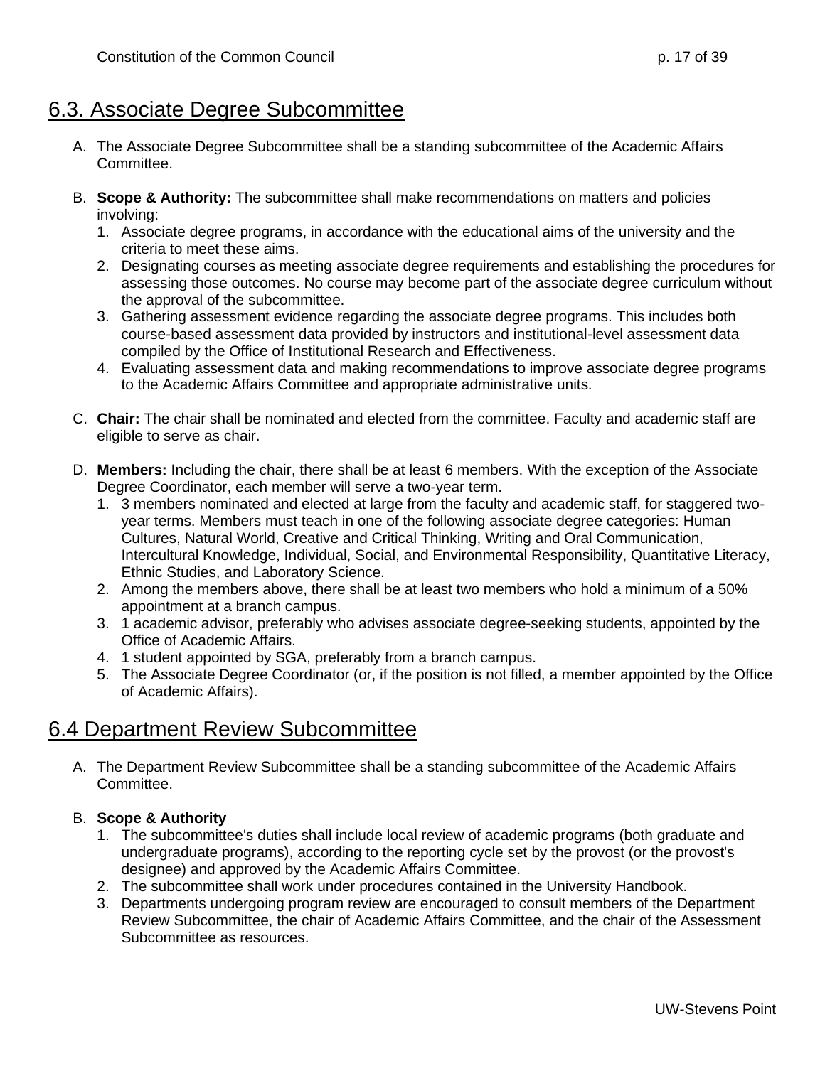## 6.3. Associate Degree Subcommittee

A. The Associate Degree Subcommittee shall be a standing subcommittee of the Academic Affairs Committee.

B. **Scope & Authority:** The subcommittee shall make recommendations on matters and policies involving:
   1. Associate degree programs, in accordance with the educational aims of the university and the criteria to meet these aims.
   2. Designating courses as meeting associate degree requirements and establishing the procedures for assessing those outcomes. No course may become part of the associate degree curriculum without the approval of the subcommittee.
   3. Gathering assessment evidence regarding the associate degree programs. This includes both course-based assessment data provided by instructors and institutional-level assessment data compiled by the Office of Institutional Research and Effectiveness.
   4. Evaluating assessment data and making recommendations to improve associate degree programs to the Academic Affairs Committee and appropriate administrative units.

C. **Chair:** The chair shall be nominated and elected from the committee. Faculty and academic staff are eligible to serve as chair.

D. **Members:** Including the chair, there shall be at least 6 members. With the exception of the Associate Degree Coordinator, each member will serve a two-year term.
   1. 3 members nominated and elected at large from the faculty and academic staff, for staggered two-year terms. Members must teach in one of the following associate degree categories: Human Cultures, Natural World, Creative and Critical Thinking, Writing and Oral Communication, Intercultural Knowledge, Individual, Social, and Environmental Responsibility, Quantitative Literacy, Ethnic Studies, and Laboratory Science.
   2. Among the members above, there shall be at least two members who hold a minimum of a 50% appointment at a branch campus.
   3. 1 academic advisor, preferably who advises associate degree-seeking students, appointed by the Office of Academic Affairs.
   4. 1 student appointed by SGA, preferably from a branch campus.
   5. The Associate Degree Coordinator (or, if the position is not filled, a member appointed by the Office of Academic Affairs).

## 6.4 Department Review Subcommittee

A. The Department Review Subcommittee shall be a standing subcommittee of the Academic Affairs Committee.

B. **Scope & Authority**
   1. The subcommittee's duties shall include local review of academic programs (both graduate and undergraduate programs), according to the reporting cycle set by the provost (or the provost's designee) and approved by the Academic Affairs Committee.
   2. The subcommittee shall work under procedures contained in the University Handbook.
   3. Departments undergoing program review are encouraged to consult members of the Department Review Subcommittee, the chair of Academic Affairs Committee, and the chair of the Assessment Subcommittee as resources.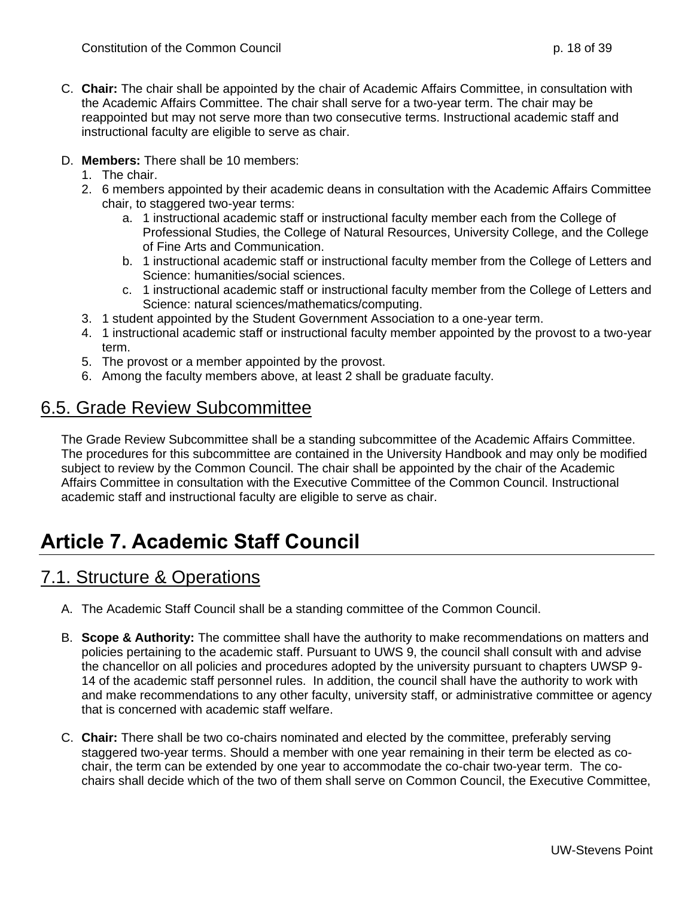C. **Chair:** The chair shall be appointed by the chair of Academic Affairs Committee, in consultation with the Academic Affairs Committee. The chair shall serve for a two-year term. The chair may be reappointed but may not serve more than two consecutive terms. Instructional academic staff and instructional faculty are eligible to serve as chair.

D. **Members:** There shall be 10 members:
   1. The chair.
   2. 6 members appointed by their academic deans in consultation with the Academic Affairs Committee chair, to staggered two-year terms:
      a. 1 instructional academic staff or instructional faculty member each from the College of Professional Studies, the College of Natural Resources, University College, and the College of Fine Arts and Communication.
      b. 1 instructional academic staff or instructional faculty member from the College of Letters and Science: humanities/social sciences.
      c. 1 instructional academic staff or instructional faculty member from the College of Letters and Science: natural sciences/mathematics/computing.
   3. 1 student appointed by the Student Government Association to a one-year term.
   4. 1 instructional academic staff or instructional faculty member appointed by the provost to a two-year term.
   5. The provost or a member appointed by the provost.
   6. Among the faculty members above, at least 2 shall be graduate faculty.

## 6.5. Grade Review Subcommittee

The Grade Review Subcommittee shall be a standing subcommittee of the Academic Affairs Committee. The procedures for this subcommittee are contained in the University Handbook and may only be modified subject to review by the Common Council. The chair shall be appointed by the chair of the Academic Affairs Committee in consultation with the Executive Committee of the Common Council. Instructional academic staff and instructional faculty are eligible to serve as chair.

# Article 7. Academic Staff Council

## 7.1. Structure & Operations

A. The Academic Staff Council shall be a standing committee of the Common Council.

B. **Scope & Authority:** The committee shall have the authority to make recommendations on matters and policies pertaining to the academic staff. Pursuant to UWS 9, the council shall consult with and advise the chancellor on all policies and procedures adopted by the university pursuant to chapters UWSP 9-14 of the academic staff personnel rules. In addition, the council shall have the authority to work with and make recommendations to any other faculty, university staff, or administrative committee or agency that is concerned with academic staff welfare.

C. **Chair:** There shall be two co-chairs nominated and elected by the committee, preferably serving staggered two-year terms. Should a member with one year remaining in their term be elected as co-chair, the term can be extended by one year to accommodate the co-chair two-year term. The co-chairs shall decide which of the two of them shall serve on Common Council, the Executive Committee,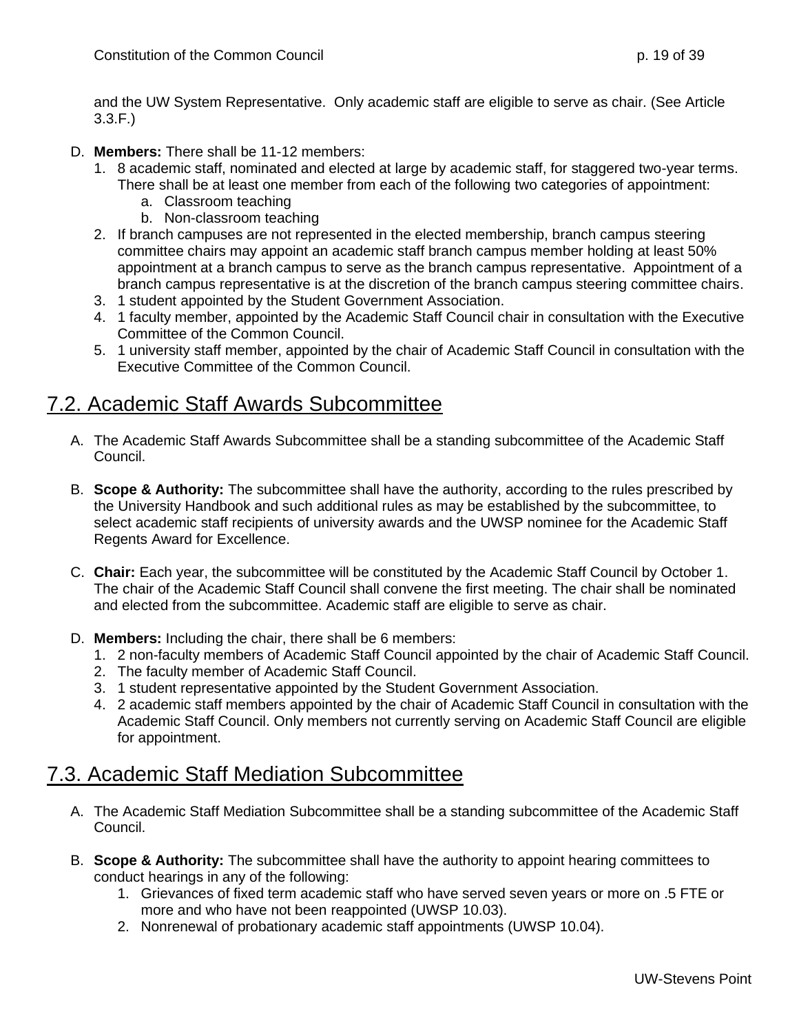and the UW System Representative.  Only academic staff are eligible to serve as chair. (See Article 3.3.F.)

D. **Members:** There shall be 11-12 members:
   1. 8 academic staff, nominated and elected at large by academic staff, for staggered two-year terms. There shall be at least one member from each of the following two categories of appointment:
      a. Classroom teaching
      b. Non-classroom teaching
   2. If branch campuses are not represented in the elected membership, branch campus steering committee chairs may appoint an academic staff branch campus member holding at least 50% appointment at a branch campus to serve as the branch campus representative.  Appointment of a branch campus representative is at the discretion of the branch campus steering committee chairs.
   3. 1 student appointed by the Student Government Association.
   4. 1 faculty member, appointed by the Academic Staff Council chair in consultation with the Executive Committee of the Common Council.
   5. 1 university staff member, appointed by the chair of Academic Staff Council in consultation with the Executive Committee of the Common Council.

## 7.2. Academic Staff Awards Subcommittee

A. The Academic Staff Awards Subcommittee shall be a standing subcommittee of the Academic Staff Council.

B. **Scope & Authority:** The subcommittee shall have the authority, according to the rules prescribed by the University Handbook and such additional rules as may be established by the subcommittee, to select academic staff recipients of university awards and the UWSP nominee for the Academic Staff Regents Award for Excellence.

C. **Chair:** Each year, the subcommittee will be constituted by the Academic Staff Council by October 1. The chair of the Academic Staff Council shall convene the first meeting. The chair shall be nominated and elected from the subcommittee. Academic staff are eligible to serve as chair.

D. **Members:** Including the chair, there shall be 6 members:
   1. 2 non-faculty members of Academic Staff Council appointed by the chair of Academic Staff Council.
   2. The faculty member of Academic Staff Council.
   3. 1 student representative appointed by the Student Government Association.
   4. 2 academic staff members appointed by the chair of Academic Staff Council in consultation with the Academic Staff Council. Only members not currently serving on Academic Staff Council are eligible for appointment.

## 7.3. Academic Staff Mediation Subcommittee

A. The Academic Staff Mediation Subcommittee shall be a standing subcommittee of the Academic Staff Council.

B. **Scope & Authority:** The subcommittee shall have the authority to appoint hearing committees to conduct hearings in any of the following:
   1. Grievances of fixed term academic staff who have served seven years or more on .5 FTE or more and who have not been reappointed (UWSP 10.03).
   2. Nonrenewal of probationary academic staff appointments (UWSP 10.04).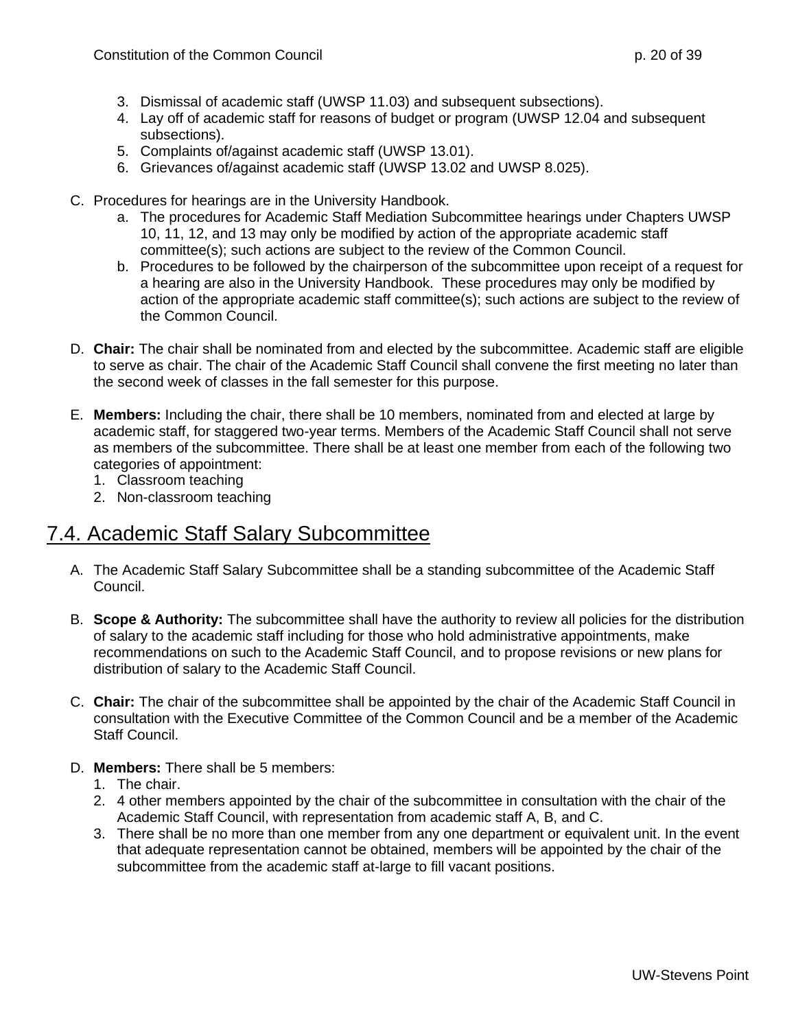3. Dismissal of academic staff (UWSP 11.03) and subsequent subsections).
4. Lay off of academic staff for reasons of budget or program (UWSP 12.04 and subsequent subsections).
5. Complaints of/against academic staff (UWSP 13.01).
6. Grievances of/against academic staff (UWSP 13.02 and UWSP 8.025).

C. Procedures for hearings are in the University Handbook.
   a. The procedures for Academic Staff Mediation Subcommittee hearings under Chapters UWSP 10, 11, 12, and 13 may only be modified by action of the appropriate academic staff committee(s); such actions are subject to the review of the Common Council.
   b. Procedures to be followed by the chairperson of the subcommittee upon receipt of a request for a hearing are also in the University Handbook. These procedures may only be modified by action of the appropriate academic staff committee(s); such actions are subject to the review of the Common Council.

D. **Chair:** The chair shall be nominated from and elected by the subcommittee. Academic staff are eligible to serve as chair. The chair of the Academic Staff Council shall convene the first meeting no later than the second week of classes in the fall semester for this purpose.

E. **Members:** Including the chair, there shall be 10 members, nominated from and elected at large by academic staff, for staggered two-year terms. Members of the Academic Staff Council shall not serve as members of the subcommittee. There shall be at least one member from each of the following two categories of appointment:
   1. Classroom teaching
   2. Non-classroom teaching

## 7.4. Academic Staff Salary Subcommittee

A. The Academic Staff Salary Subcommittee shall be a standing subcommittee of the Academic Staff Council.

B. **Scope & Authority:** The subcommittee shall have the authority to review all policies for the distribution of salary to the academic staff including for those who hold administrative appointments, make recommendations on such to the Academic Staff Council, and to propose revisions or new plans for distribution of salary to the Academic Staff Council.

C. **Chair:** The chair of the subcommittee shall be appointed by the chair of the Academic Staff Council in consultation with the Executive Committee of the Common Council and be a member of the Academic Staff Council.

D. **Members:** There shall be 5 members:
   1. The chair.
   2. 4 other members appointed by the chair of the subcommittee in consultation with the chair of the Academic Staff Council, with representation from academic staff A, B, and C.
   3. There shall be no more than one member from any one department or equivalent unit. In the event that adequate representation cannot be obtained, members will be appointed by the chair of the subcommittee from the academic staff at-large to fill vacant positions.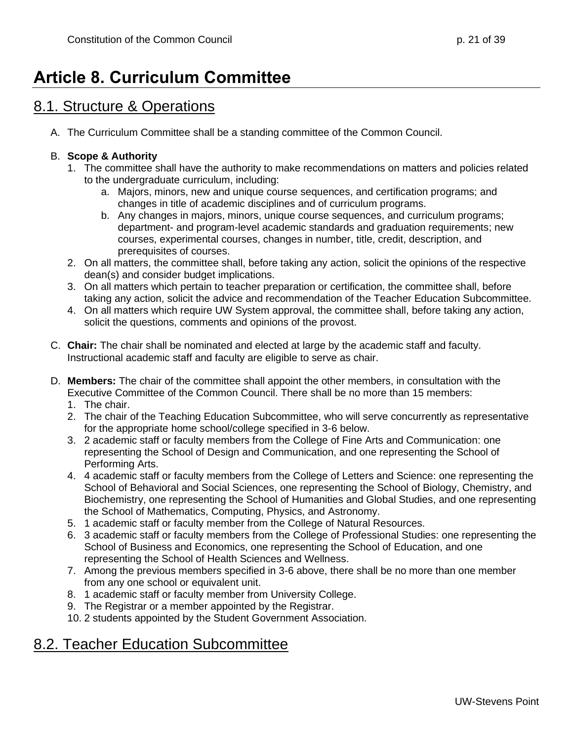# Article 8. Curriculum Committee

## 8.1. Structure & Operations

A. The Curriculum Committee shall be a standing committee of the Common Council.

B. **Scope & Authority**
   1. The committee shall have the authority to make recommendations on matters and policies related to the undergraduate curriculum, including:
      a. Majors, minors, new and unique course sequences, and certification programs; and changes in title of academic disciplines and of curriculum programs.
      b. Any changes in majors, minors, unique course sequences, and curriculum programs; department- and program-level academic standards and graduation requirements; new courses, experimental courses, changes in number, title, credit, description, and prerequisites of courses.
   2. On all matters, the committee shall, before taking any action, solicit the opinions of the respective dean(s) and consider budget implications.
   3. On all matters which pertain to teacher preparation or certification, the committee shall, before taking any action, solicit the advice and recommendation of the Teacher Education Subcommittee.
   4. On all matters which require UW System approval, the committee shall, before taking any action, solicit the questions, comments and opinions of the provost.

C. **Chair:** The chair shall be nominated and elected at large by the academic staff and faculty. Instructional academic staff and faculty are eligible to serve as chair.

D. **Members:** The chair of the committee shall appoint the other members, in consultation with the Executive Committee of the Common Council. There shall be no more than 15 members:
   1. The chair.
   2. The chair of the Teaching Education Subcommittee, who will serve concurrently as representative for the appropriate home school/college specified in 3-6 below.
   3. 2 academic staff or faculty members from the College of Fine Arts and Communication: one representing the School of Design and Communication, and one representing the School of Performing Arts.
   4. 4 academic staff or faculty members from the College of Letters and Science: one representing the School of Behavioral and Social Sciences, one representing the School of Biology, Chemistry, and Biochemistry, one representing the School of Humanities and Global Studies, and one representing the School of Mathematics, Computing, Physics, and Astronomy.
   5. 1 academic staff or faculty member from the College of Natural Resources.
   6. 3 academic staff or faculty members from the College of Professional Studies: one representing the School of Business and Economics, one representing the School of Education, and one representing the School of Health Sciences and Wellness.
   7. Among the previous members specified in 3-6 above, there shall be no more than one member from any one school or equivalent unit.
   8. 1 academic staff or faculty member from University College.
   9. The Registrar or a member appointed by the Registrar.
   10. 2 students appointed by the Student Government Association.

## 8.2. Teacher Education Subcommittee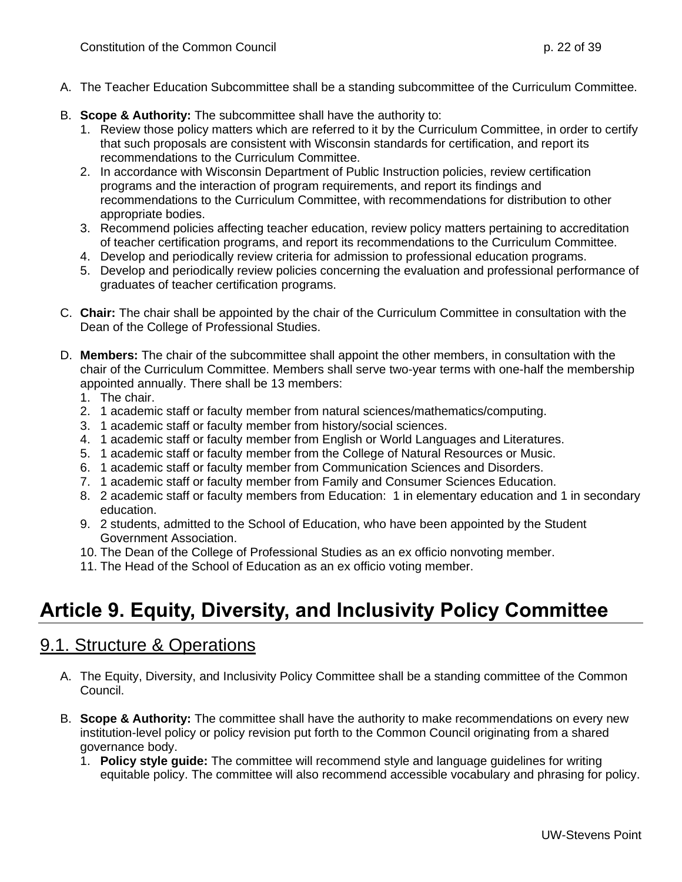A. The Teacher Education Subcommittee shall be a standing subcommittee of the Curriculum Committee.

B. **Scope & Authority:** The subcommittee shall have the authority to:
   1. Review those policy matters which are referred to it by the Curriculum Committee, in order to certify that such proposals are consistent with Wisconsin standards for certification, and report its recommendations to the Curriculum Committee.
   2. In accordance with Wisconsin Department of Public Instruction policies, review certification programs and the interaction of program requirements, and report its findings and recommendations to the Curriculum Committee, with recommendations for distribution to other appropriate bodies.
   3. Recommend policies affecting teacher education, review policy matters pertaining to accreditation of teacher certification programs, and report its recommendations to the Curriculum Committee.
   4. Develop and periodically review criteria for admission to professional education programs.
   5. Develop and periodically review policies concerning the evaluation and professional performance of graduates of teacher certification programs.

C. **Chair:** The chair shall be appointed by the chair of the Curriculum Committee in consultation with the Dean of the College of Professional Studies.

D. **Members:** The chair of the subcommittee shall appoint the other members, in consultation with the chair of the Curriculum Committee. Members shall serve two-year terms with one-half the membership appointed annually. There shall be 13 members:
   1. The chair.
   2. 1 academic staff or faculty member from natural sciences/mathematics/computing.
   3. 1 academic staff or faculty member from history/social sciences.
   4. 1 academic staff or faculty member from English or World Languages and Literatures.
   5. 1 academic staff or faculty member from the College of Natural Resources or Music.
   6. 1 academic staff or faculty member from Communication Sciences and Disorders.
   7. 1 academic staff or faculty member from Family and Consumer Sciences Education.
   8. 2 academic staff or faculty members from Education: 1 in elementary education and 1 in secondary education.
   9. 2 students, admitted to the School of Education, who have been appointed by the Student Government Association.
   10. The Dean of the College of Professional Studies as an ex officio nonvoting member.
   11. The Head of the School of Education as an ex officio voting member.

# Article 9. Equity, Diversity, and Inclusivity Policy Committee

## 9.1. Structure & Operations

A. The Equity, Diversity, and Inclusivity Policy Committee shall be a standing committee of the Common Council.

B. **Scope & Authority:** The committee shall have the authority to make recommendations on every new institution-level policy or policy revision put forth to the Common Council originating from a shared governance body.
   1. **Policy style guide:** The committee will recommend style and language guidelines for writing equitable policy. The committee will also recommend accessible vocabulary and phrasing for policy.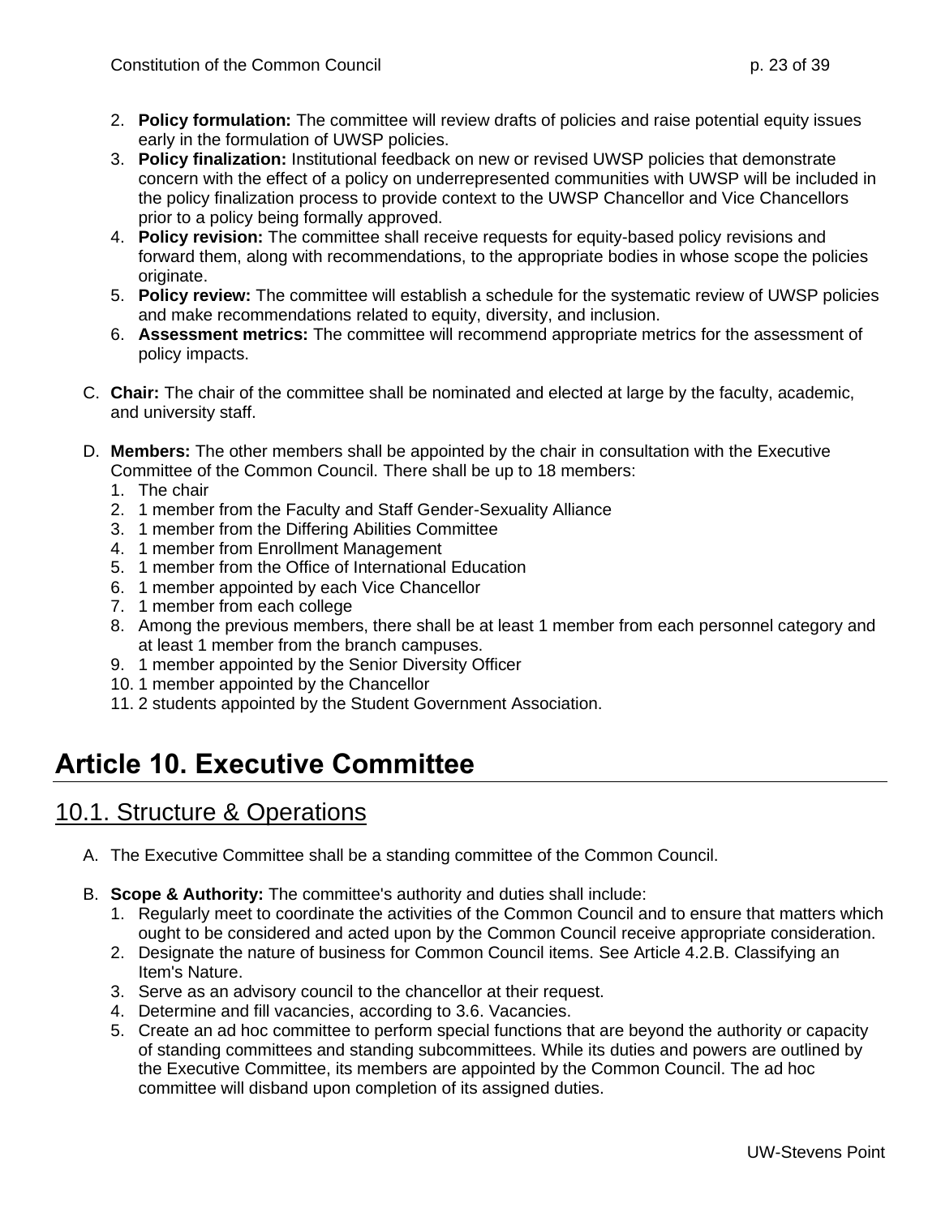2. **Policy formulation:** The committee will review drafts of policies and raise potential equity issues early in the formulation of UWSP policies.
3. **Policy finalization:** Institutional feedback on new or revised UWSP policies that demonstrate concern with the effect of a policy on underrepresented communities with UWSP will be included in the policy finalization process to provide context to the UWSP Chancellor and Vice Chancellors prior to a policy being formally approved.
4. **Policy revision:** The committee shall receive requests for equity-based policy revisions and forward them, along with recommendations, to the appropriate bodies in whose scope the policies originate.
5. **Policy review:** The committee will establish a schedule for the systematic review of UWSP policies and make recommendations related to equity, diversity, and inclusion.
6. **Assessment metrics:** The committee will recommend appropriate metrics for the assessment of policy impacts.

C. **Chair:** The chair of the committee shall be nominated and elected at large by the faculty, academic, and university staff.

D. **Members:** The other members shall be appointed by the chair in consultation with the Executive Committee of the Common Council. There shall be up to 18 members:
   1. The chair
   2. 1 member from the Faculty and Staff Gender-Sexuality Alliance
   3. 1 member from the Differing Abilities Committee
   4. 1 member from Enrollment Management
   5. 1 member from the Office of International Education
   6. 1 member appointed by each Vice Chancellor
   7. 1 member from each college
   8. Among the previous members, there shall be at least 1 member from each personnel category and at least 1 member from the branch campuses.
   9. 1 member appointed by the Senior Diversity Officer
   10. 1 member appointed by the Chancellor
   11. 2 students appointed by the Student Government Association.

# Article 10. Executive Committee

## 10.1. Structure & Operations

A. The Executive Committee shall be a standing committee of the Common Council.

B. **Scope & Authority:** The committee's authority and duties shall include:
   1. Regularly meet to coordinate the activities of the Common Council and to ensure that matters which ought to be considered and acted upon by the Common Council receive appropriate consideration.
   2. Designate the nature of business for Common Council items. See Article 4.2.B. Classifying an Item's Nature.
   3. Serve as an advisory council to the chancellor at their request.
   4. Determine and fill vacancies, according to 3.6. Vacancies.
   5. Create an ad hoc committee to perform special functions that are beyond the authority or capacity of standing committees and standing subcommittees. While its duties and powers are outlined by the Executive Committee, its members are appointed by the Common Council. The ad hoc committee will disband upon completion of its assigned duties.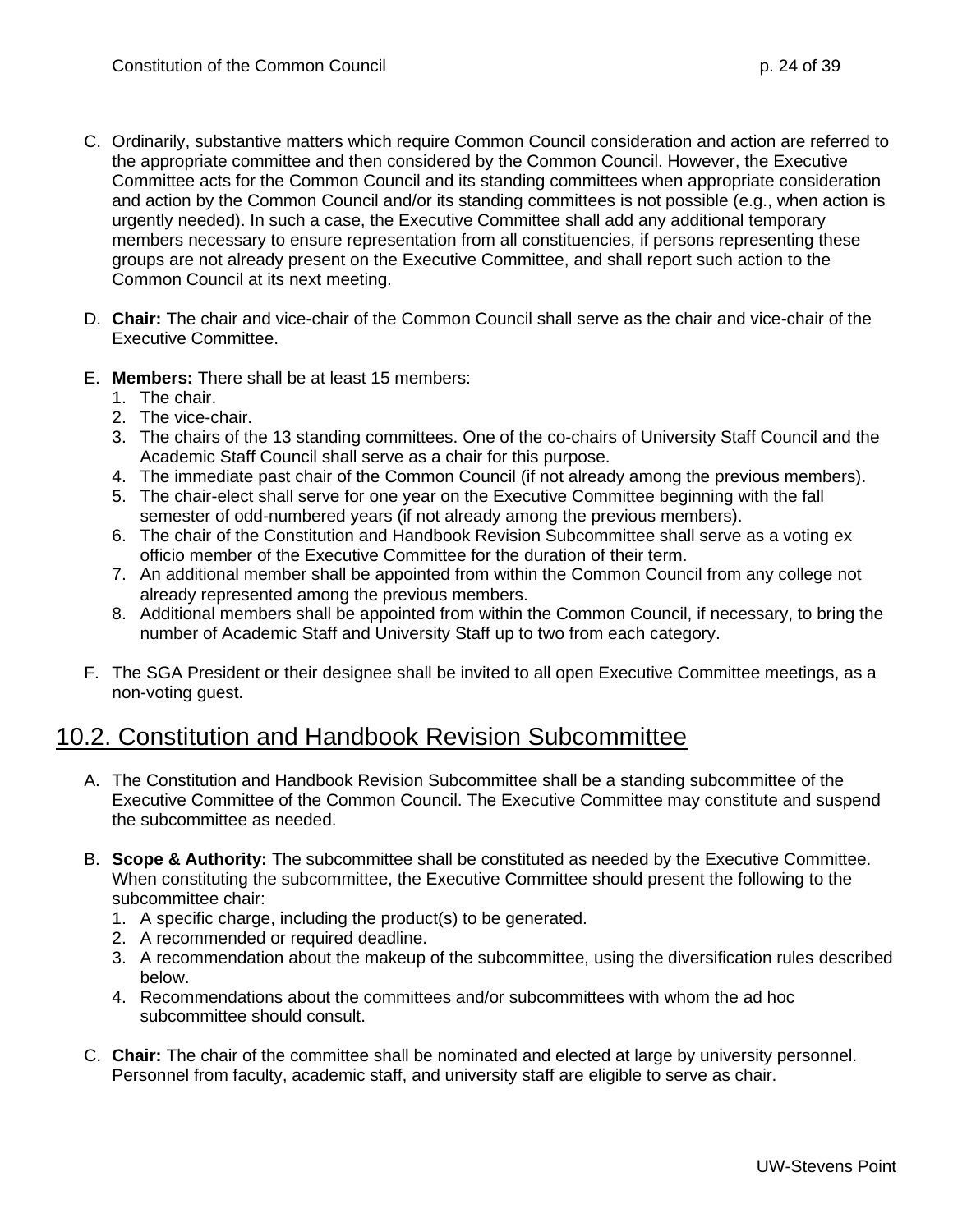C. Ordinarily, substantive matters which require Common Council consideration and action are referred to the appropriate committee and then considered by the Common Council. However, the Executive Committee acts for the Common Council and its standing committees when appropriate consideration and action by the Common Council and/or its standing committees is not possible (e.g., when action is urgently needed). In such a case, the Executive Committee shall add any additional temporary members necessary to ensure representation from all constituencies, if persons representing these groups are not already present on the Executive Committee, and shall report such action to the Common Council at its next meeting.

D. **Chair:** The chair and vice-chair of the Common Council shall serve as the chair and vice-chair of the Executive Committee.

E. **Members:** There shall be at least 15 members:
   1. The chair.
   2. The vice-chair.
   3. The chairs of the 13 standing committees. One of the co-chairs of University Staff Council and the Academic Staff Council shall serve as a chair for this purpose.
   4. The immediate past chair of the Common Council (if not already among the previous members).
   5. The chair-elect shall serve for one year on the Executive Committee beginning with the fall semester of odd-numbered years (if not already among the previous members).
   6. The chair of the Constitution and Handbook Revision Subcommittee shall serve as a voting ex officio member of the Executive Committee for the duration of their term.
   7. An additional member shall be appointed from within the Common Council from any college not already represented among the previous members.
   8. Additional members shall be appointed from within the Common Council, if necessary, to bring the number of Academic Staff and University Staff up to two from each category.

F. The SGA President or their designee shall be invited to all open Executive Committee meetings, as a non-voting guest.

## 10.2. Constitution and Handbook Revision Subcommittee

A. The Constitution and Handbook Revision Subcommittee shall be a standing subcommittee of the Executive Committee of the Common Council. The Executive Committee may constitute and suspend the subcommittee as needed.

B. **Scope & Authority:** The subcommittee shall be constituted as needed by the Executive Committee. When constituting the subcommittee, the Executive Committee should present the following to the subcommittee chair:
   1. A specific charge, including the product(s) to be generated.
   2. A recommended or required deadline.
   3. A recommendation about the makeup of the subcommittee, using the diversification rules described below.
   4. Recommendations about the committees and/or subcommittees with whom the ad hoc subcommittee should consult.

C. **Chair:** The chair of the committee shall be nominated and elected at large by university personnel. Personnel from faculty, academic staff, and university staff are eligible to serve as chair.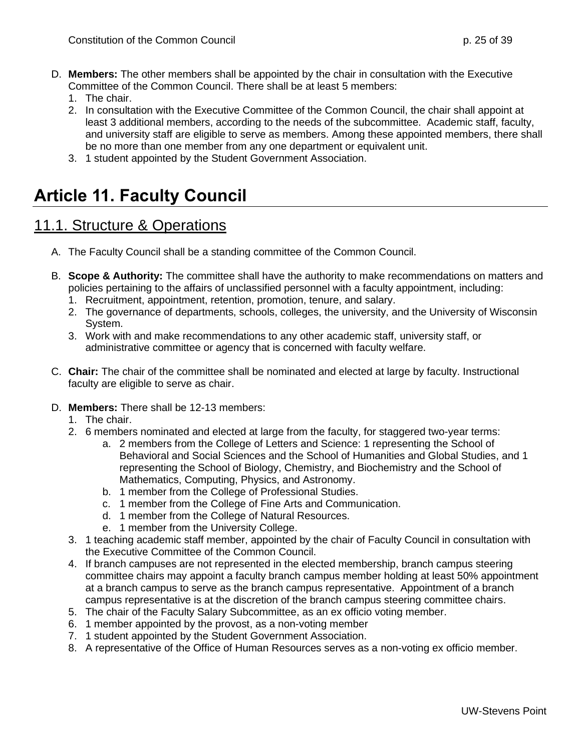D. **Members:** The other members shall be appointed by the chair in consultation with the Executive Committee of the Common Council. There shall be at least 5 members:
   1. The chair.
   2. In consultation with the Executive Committee of the Common Council, the chair shall appoint at least 3 additional members, according to the needs of the subcommittee. Academic staff, faculty, and university staff are eligible to serve as members. Among these appointed members, there shall be no more than one member from any one department or equivalent unit.
   3. 1 student appointed by the Student Government Association.

# Article 11. Faculty Council

## 11.1. Structure & Operations

A. The Faculty Council shall be a standing committee of the Common Council.

B. **Scope & Authority:** The committee shall have the authority to make recommendations on matters and policies pertaining to the affairs of unclassified personnel with a faculty appointment, including:
   1. Recruitment, appointment, retention, promotion, tenure, and salary.
   2. The governance of departments, schools, colleges, the university, and the University of Wisconsin System.
   3. Work with and make recommendations to any other academic staff, university staff, or administrative committee or agency that is concerned with faculty welfare.

C. **Chair:** The chair of the committee shall be nominated and elected at large by faculty. Instructional faculty are eligible to serve as chair.

D. **Members:** There shall be 12-13 members:
   1. The chair.
   2. 6 members nominated and elected at large from the faculty, for staggered two-year terms:
      a. 2 members from the College of Letters and Science: 1 representing the School of Behavioral and Social Sciences and the School of Humanities and Global Studies, and 1 representing the School of Biology, Chemistry, and Biochemistry and the School of Mathematics, Computing, Physics, and Astronomy.
      b. 1 member from the College of Professional Studies.
      c. 1 member from the College of Fine Arts and Communication.
      d. 1 member from the College of Natural Resources.
      e. 1 member from the University College.
   3. 1 teaching academic staff member, appointed by the chair of Faculty Council in consultation with the Executive Committee of the Common Council.
   4. If branch campuses are not represented in the elected membership, branch campus steering committee chairs may appoint a faculty branch campus member holding at least 50% appointment at a branch campus to serve as the branch campus representative. Appointment of a branch campus representative is at the discretion of the branch campus steering committee chairs.
   5. The chair of the Faculty Salary Subcommittee, as an ex officio voting member.
   6. 1 member appointed by the provost, as a non-voting member
   7. 1 student appointed by the Student Government Association.
   8. A representative of the Office of Human Resources serves as a non-voting ex officio member.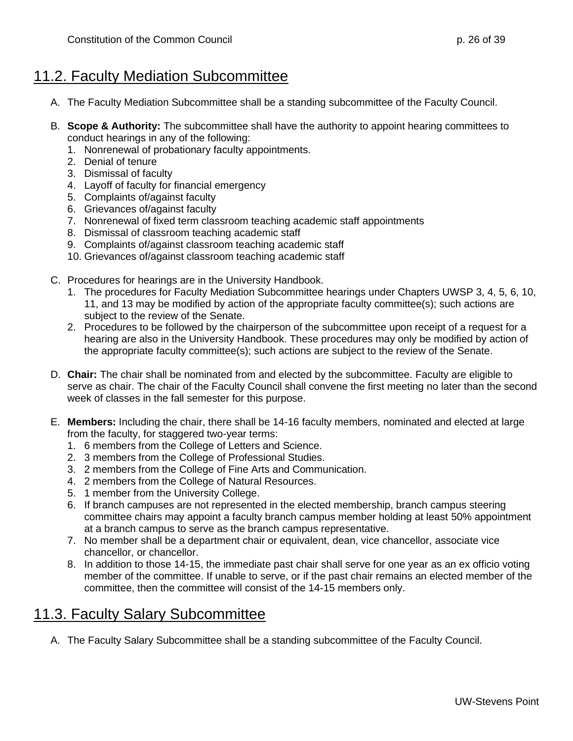## 11.2. Faculty Mediation Subcommittee

A. The Faculty Mediation Subcommittee shall be a standing subcommittee of the Faculty Council.

B. **Scope & Authority:** The subcommittee shall have the authority to appoint hearing committees to conduct hearings in any of the following:
   1. Nonrenewal of probationary faculty appointments.
   2. Denial of tenure
   3. Dismissal of faculty
   4. Layoff of faculty for financial emergency
   5. Complaints of/against faculty
   6. Grievances of/against faculty
   7. Nonrenewal of fixed term classroom teaching academic staff appointments
   8. Dismissal of classroom teaching academic staff
   9. Complaints of/against classroom teaching academic staff
   10. Grievances of/against classroom teaching academic staff

C. Procedures for hearings are in the University Handbook.
   1. The procedures for Faculty Mediation Subcommittee hearings under Chapters UWSP 3, 4, 5, 6, 10, 11, and 13 may be modified by action of the appropriate faculty committee(s); such actions are subject to the review of the Senate.
   2. Procedures to be followed by the chairperson of the subcommittee upon receipt of a request for a hearing are also in the University Handbook. These procedures may only be modified by action of the appropriate faculty committee(s); such actions are subject to the review of the Senate.

D. **Chair:** The chair shall be nominated from and elected by the subcommittee. Faculty are eligible to serve as chair. The chair of the Faculty Council shall convene the first meeting no later than the second week of classes in the fall semester for this purpose.

E. **Members:** Including the chair, there shall be 14-16 faculty members, nominated and elected at large from the faculty, for staggered two-year terms:
   1. 6 members from the College of Letters and Science.
   2. 3 members from the College of Professional Studies.
   3. 2 members from the College of Fine Arts and Communication.
   4. 2 members from the College of Natural Resources.
   5. 1 member from the University College.
   6. If branch campuses are not represented in the elected membership, branch campus steering committee chairs may appoint a faculty branch campus member holding at least 50% appointment at a branch campus to serve as the branch campus representative.
   7. No member shall be a department chair or equivalent, dean, vice chancellor, associate vice chancellor, or chancellor.
   8. In addition to those 14-15, the immediate past chair shall serve for one year as an ex officio voting member of the committee. If unable to serve, or if the past chair remains an elected member of the committee, then the committee will consist of the 14-15 members only.

## 11.3. Faculty Salary Subcommittee

A. The Faculty Salary Subcommittee shall be a standing subcommittee of the Faculty Council.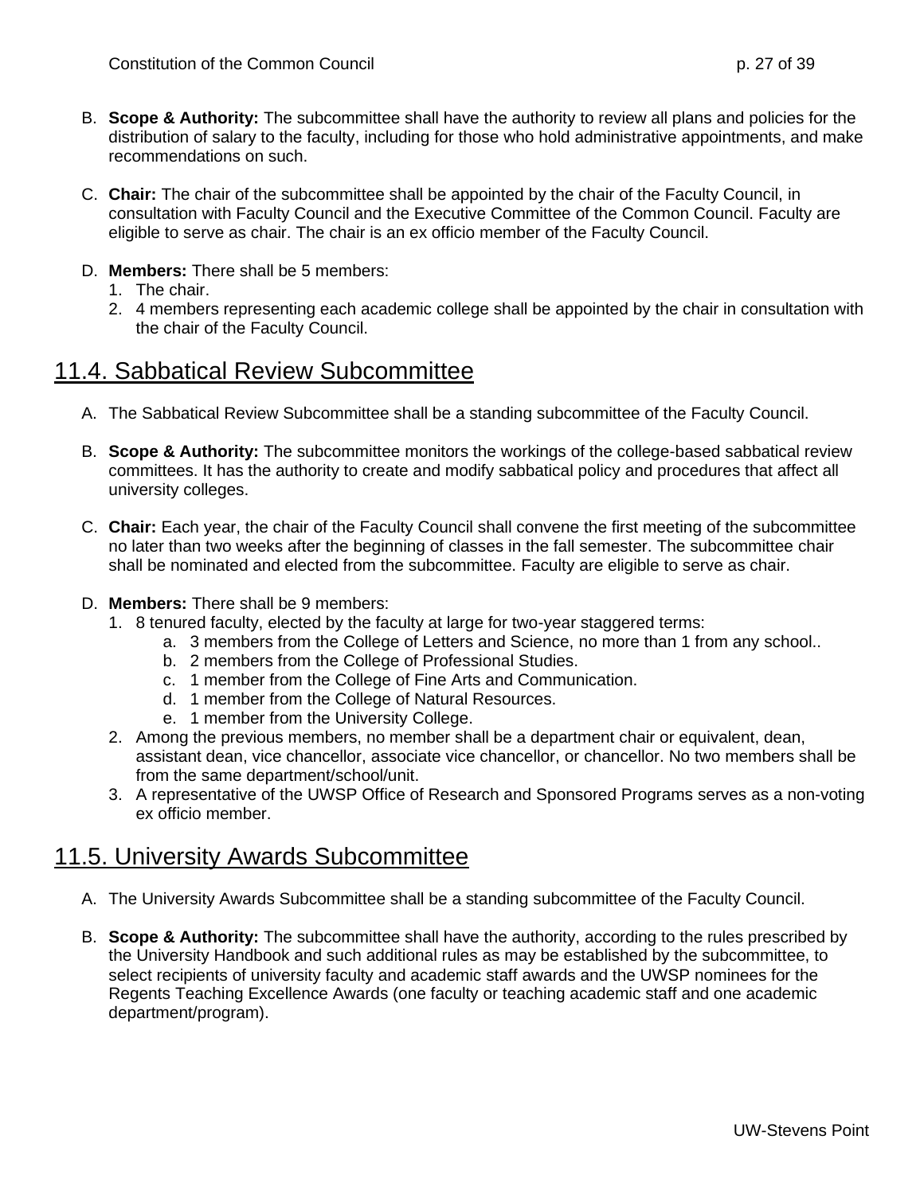B. **Scope & Authority:** The subcommittee shall have the authority to review all plans and policies for the distribution of salary to the faculty, including for those who hold administrative appointments, and make recommendations on such.

C. **Chair:** The chair of the subcommittee shall be appointed by the chair of the Faculty Council, in consultation with Faculty Council and the Executive Committee of the Common Council. Faculty are eligible to serve as chair. The chair is an ex officio member of the Faculty Council.

D. **Members:** There shall be 5 members:
   1. The chair.
   2. 4 members representing each academic college shall be appointed by the chair in consultation with the chair of the Faculty Council.

## 11.4. Sabbatical Review Subcommittee

A. The Sabbatical Review Subcommittee shall be a standing subcommittee of the Faculty Council.

B. **Scope & Authority:** The subcommittee monitors the workings of the college-based sabbatical review committees. It has the authority to create and modify sabbatical policy and procedures that affect all university colleges.

C. **Chair:** Each year, the chair of the Faculty Council shall convene the first meeting of the subcommittee no later than two weeks after the beginning of classes in the fall semester. The subcommittee chair shall be nominated and elected from the subcommittee. Faculty are eligible to serve as chair.

D. **Members:** There shall be 9 members:
   1. 8 tenured faculty, elected by the faculty at large for two-year staggered terms:
      a. 3 members from the College of Letters and Science, no more than 1 from any school..
      b. 2 members from the College of Professional Studies.
      c. 1 member from the College of Fine Arts and Communication.
      d. 1 member from the College of Natural Resources.
      e. 1 member from the University College.
   2. Among the previous members, no member shall be a department chair or equivalent, dean, assistant dean, vice chancellor, associate vice chancellor, or chancellor. No two members shall be from the same department/school/unit.
   3. A representative of the UWSP Office of Research and Sponsored Programs serves as a non-voting ex officio member.

## 11.5. University Awards Subcommittee

A. The University Awards Subcommittee shall be a standing subcommittee of the Faculty Council.

B. **Scope & Authority:** The subcommittee shall have the authority, according to the rules prescribed by the University Handbook and such additional rules as may be established by the subcommittee, to select recipients of university faculty and academic staff awards and the UWSP nominees for the Regents Teaching Excellence Awards (one faculty or teaching academic staff and one academic department/program).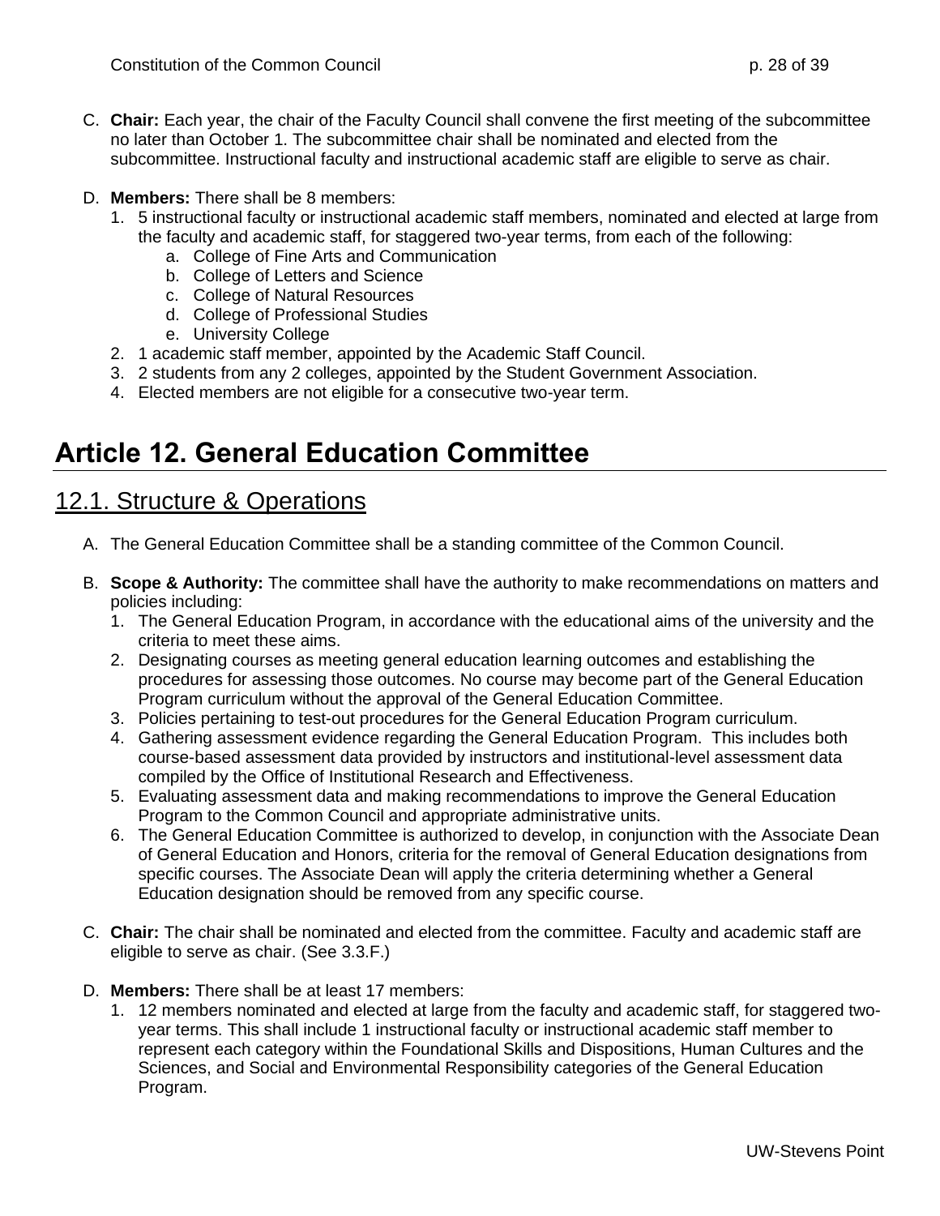C. **Chair:** Each year, the chair of the Faculty Council shall convene the first meeting of the subcommittee no later than October 1. The subcommittee chair shall be nominated and elected from the subcommittee. Instructional faculty and instructional academic staff are eligible to serve as chair.

D. **Members:** There shall be 8 members:
   1. 5 instructional faculty or instructional academic staff members, nominated and elected at large from the faculty and academic staff, for staggered two-year terms, from each of the following:
      a. College of Fine Arts and Communication
      b. College of Letters and Science
      c. College of Natural Resources
      d. College of Professional Studies
      e. University College
   2. 1 academic staff member, appointed by the Academic Staff Council.
   3. 2 students from any 2 colleges, appointed by the Student Government Association.
   4. Elected members are not eligible for a consecutive two-year term.

# Article 12. General Education Committee

## 12.1. Structure & Operations

A. The General Education Committee shall be a standing committee of the Common Council.

B. **Scope & Authority:** The committee shall have the authority to make recommendations on matters and policies including:
   1. The General Education Program, in accordance with the educational aims of the university and the criteria to meet these aims.
   2. Designating courses as meeting general education learning outcomes and establishing the procedures for assessing those outcomes. No course may become part of the General Education Program curriculum without the approval of the General Education Committee.
   3. Policies pertaining to test-out procedures for the General Education Program curriculum.
   4. Gathering assessment evidence regarding the General Education Program. This includes both course-based assessment data provided by instructors and institutional-level assessment data compiled by the Office of Institutional Research and Effectiveness.
   5. Evaluating assessment data and making recommendations to improve the General Education Program to the Common Council and appropriate administrative units.
   6. The General Education Committee is authorized to develop, in conjunction with the Associate Dean of General Education and Honors, criteria for the removal of General Education designations from specific courses. The Associate Dean will apply the criteria determining whether a General Education designation should be removed from any specific course.

C. **Chair:** The chair shall be nominated and elected from the committee. Faculty and academic staff are eligible to serve as chair. (See 3.3.F.)

D. **Members:** There shall be at least 17 members:
   1. 12 members nominated and elected at large from the faculty and academic staff, for staggered two-year terms. This shall include 1 instructional faculty or instructional academic staff member to represent each category within the Foundational Skills and Dispositions, Human Cultures and the Sciences, and Social and Environmental Responsibility categories of the General Education Program.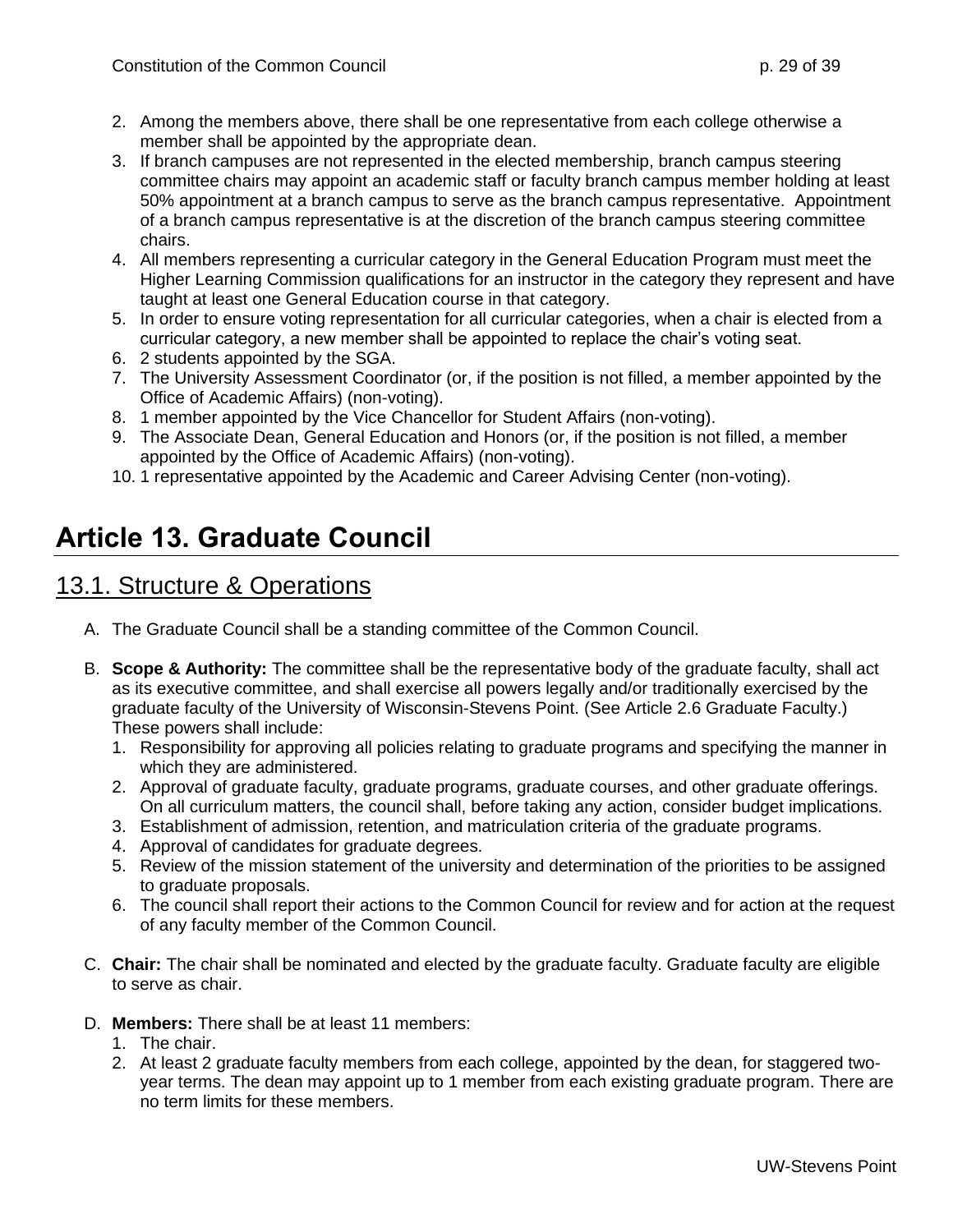2. Among the members above, there shall be one representative from each college otherwise a member shall be appointed by the appropriate dean.
3. If branch campuses are not represented in the elected membership, branch campus steering committee chairs may appoint an academic staff or faculty branch campus member holding at least 50% appointment at a branch campus to serve as the branch campus representative. Appointment of a branch campus representative is at the discretion of the branch campus steering committee chairs.
4. All members representing a curricular category in the General Education Program must meet the Higher Learning Commission qualifications for an instructor in the category they represent and have taught at least one General Education course in that category.
5. In order to ensure voting representation for all curricular categories, when a chair is elected from a curricular category, a new member shall be appointed to replace the chair's voting seat.
6. 2 students appointed by the SGA.
7. The University Assessment Coordinator (or, if the position is not filled, a member appointed by the Office of Academic Affairs) (non-voting).
8. 1 member appointed by the Vice Chancellor for Student Affairs (non-voting).
9. The Associate Dean, General Education and Honors (or, if the position is not filled, a member appointed by the Office of Academic Affairs) (non-voting).
10. 1 representative appointed by the Academic and Career Advising Center (non-voting).

# Article 13. Graduate Council

## 13.1. Structure & Operations

A. The Graduate Council shall be a standing committee of the Common Council.

B. **Scope & Authority:** The committee shall be the representative body of the graduate faculty, shall act as its executive committee, and shall exercise all powers legally and/or traditionally exercised by the graduate faculty of the University of Wisconsin-Stevens Point. (See Article 2.6 Graduate Faculty.) These powers shall include:
   1. Responsibility for approving all policies relating to graduate programs and specifying the manner in which they are administered.
   2. Approval of graduate faculty, graduate programs, graduate courses, and other graduate offerings. On all curriculum matters, the council shall, before taking any action, consider budget implications.
   3. Establishment of admission, retention, and matriculation criteria of the graduate programs.
   4. Approval of candidates for graduate degrees.
   5. Review of the mission statement of the university and determination of the priorities to be assigned to graduate proposals.
   6. The council shall report their actions to the Common Council for review and for action at the request of any faculty member of the Common Council.

C. **Chair:** The chair shall be nominated and elected by the graduate faculty. Graduate faculty are eligible to serve as chair.

D. **Members:** There shall be at least 11 members:
   1. The chair.
   2. At least 2 graduate faculty members from each college, appointed by the dean, for staggered two-year terms. The dean may appoint up to 1 member from each existing graduate program. There are no term limits for these members.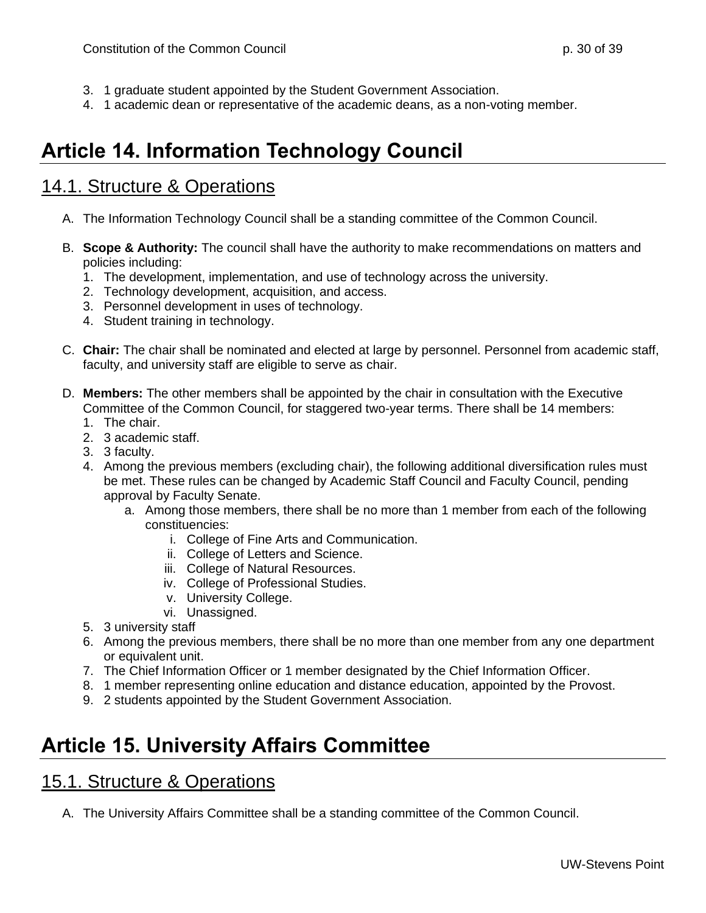3. 1 graduate student appointed by the Student Government Association.
4. 1 academic dean or representative of the academic deans, as a non-voting member.

# Article 14. Information Technology Council

## 14.1. Structure & Operations

A. The Information Technology Council shall be a standing committee of the Common Council.

B. **Scope & Authority:** The council shall have the authority to make recommendations on matters and policies including:
   1. The development, implementation, and use of technology across the university.
   2. Technology development, acquisition, and access.
   3. Personnel development in uses of technology.
   4. Student training in technology.

C. **Chair:** The chair shall be nominated and elected at large by personnel. Personnel from academic staff, faculty, and university staff are eligible to serve as chair.

D. **Members:** The other members shall be appointed by the chair in consultation with the Executive Committee of the Common Council, for staggered two-year terms. There shall be 14 members:
   1. The chair.
   2. 3 academic staff.
   3. 3 faculty.
   4. Among the previous members (excluding chair), the following additional diversification rules must be met. These rules can be changed by Academic Staff Council and Faculty Council, pending approval by Faculty Senate.
      a. Among those members, there shall be no more than 1 member from each of the following constituencies:
         i. College of Fine Arts and Communication.
         ii. College of Letters and Science.
         iii. College of Natural Resources.
         iv. College of Professional Studies.
         v. University College.
         vi. Unassigned.
   5. 3 university staff
   6. Among the previous members, there shall be no more than one member from any one department or equivalent unit.
   7. The Chief Information Officer or 1 member designated by the Chief Information Officer.
   8. 1 member representing online education and distance education, appointed by the Provost.
   9. 2 students appointed by the Student Government Association.

# Article 15. University Affairs Committee

## 15.1. Structure & Operations

A. The University Affairs Committee shall be a standing committee of the Common Council.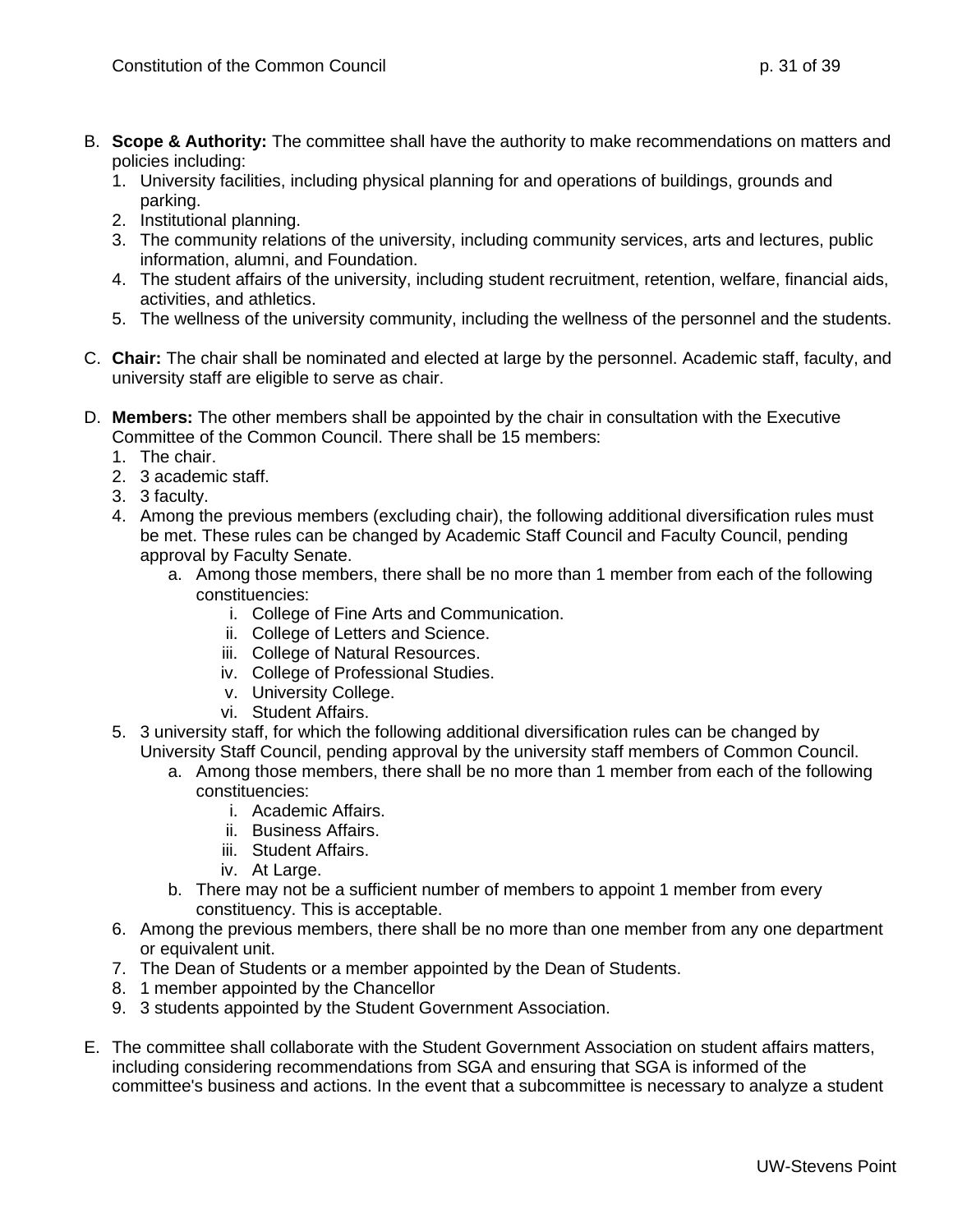B. **Scope & Authority:** The committee shall have the authority to make recommendations on matters and policies including:
   1. University facilities, including physical planning for and operations of buildings, grounds and parking.
   2. Institutional planning.
   3. The community relations of the university, including community services, arts and lectures, public information, alumni, and Foundation.
   4. The student affairs of the university, including student recruitment, retention, welfare, financial aids, activities, and athletics.
   5. The wellness of the university community, including the wellness of the personnel and the students.

C. **Chair:** The chair shall be nominated and elected at large by the personnel. Academic staff, faculty, and university staff are eligible to serve as chair.

D. **Members:** The other members shall be appointed by the chair in consultation with the Executive Committee of the Common Council. There shall be 15 members:
   1. The chair.
   2. 3 academic staff.
   3. 3 faculty.
   4. Among the previous members (excluding chair), the following additional diversification rules must be met. These rules can be changed by Academic Staff Council and Faculty Council, pending approval by Faculty Senate.
      a. Among those members, there shall be no more than 1 member from each of the following constituencies:
         i. College of Fine Arts and Communication.
         ii. College of Letters and Science.
         iii. College of Natural Resources.
         iv. College of Professional Studies.
         v. University College.
         vi. Student Affairs.
   5. 3 university staff, for which the following additional diversification rules can be changed by University Staff Council, pending approval by the university staff members of Common Council.
      a. Among those members, there shall be no more than 1 member from each of the following constituencies:
         i. Academic Affairs.
         ii. Business Affairs.
         iii. Student Affairs.
         iv. At Large.
      b. There may not be a sufficient number of members to appoint 1 member from every constituency. This is acceptable.
   6. Among the previous members, there shall be no more than one member from any one department or equivalent unit.
   7. The Dean of Students or a member appointed by the Dean of Students.
   8. 1 member appointed by the Chancellor
   9. 3 students appointed by the Student Government Association.

E. The committee shall collaborate with the Student Government Association on student affairs matters, including considering recommendations from SGA and ensuring that SGA is informed of the committee's business and actions. In the event that a subcommittee is necessary to analyze a student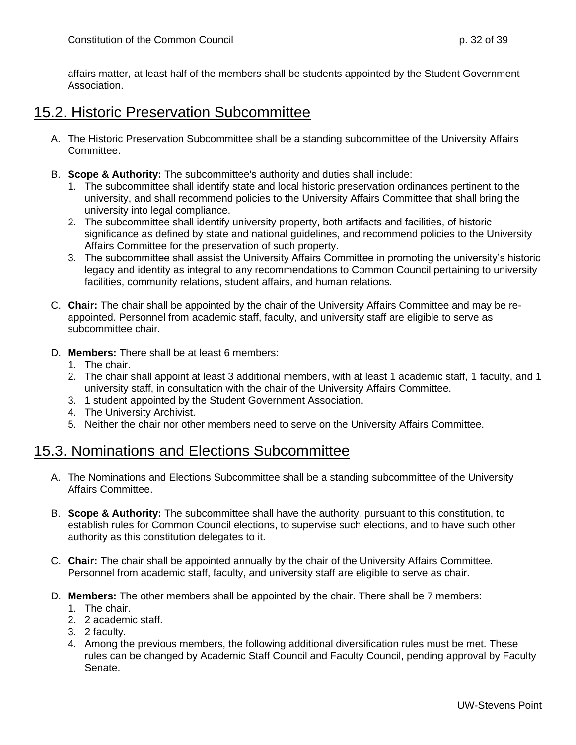affairs matter, at least half of the members shall be students appointed by the Student Government Association.

## 15.2. Historic Preservation Subcommittee

A. The Historic Preservation Subcommittee shall be a standing subcommittee of the University Affairs Committee.

B. **Scope & Authority:** The subcommittee's authority and duties shall include:
   1. The subcommittee shall identify state and local historic preservation ordinances pertinent to the university, and shall recommend policies to the University Affairs Committee that shall bring the university into legal compliance.
   2. The subcommittee shall identify university property, both artifacts and facilities, of historic significance as defined by state and national guidelines, and recommend policies to the University Affairs Committee for the preservation of such property.
   3. The subcommittee shall assist the University Affairs Committee in promoting the university's historic legacy and identity as integral to any recommendations to Common Council pertaining to university facilities, community relations, student affairs, and human relations.

C. **Chair:** The chair shall be appointed by the chair of the University Affairs Committee and may be re-appointed. Personnel from academic staff, faculty, and university staff are eligible to serve as subcommittee chair.

D. **Members:** There shall be at least 6 members:
   1. The chair.
   2. The chair shall appoint at least 3 additional members, with at least 1 academic staff, 1 faculty, and 1 university staff, in consultation with the chair of the University Affairs Committee.
   3. 1 student appointed by the Student Government Association.
   4. The University Archivist.
   5. Neither the chair nor other members need to serve on the University Affairs Committee.

## 15.3. Nominations and Elections Subcommittee

A. The Nominations and Elections Subcommittee shall be a standing subcommittee of the University Affairs Committee.

B. **Scope & Authority:** The subcommittee shall have the authority, pursuant to this constitution, to establish rules for Common Council elections, to supervise such elections, and to have such other authority as this constitution delegates to it.

C. **Chair:** The chair shall be appointed annually by the chair of the University Affairs Committee. Personnel from academic staff, faculty, and university staff are eligible to serve as chair.

D. **Members:** The other members shall be appointed by the chair. There shall be 7 members:
   1. The chair.
   2. 2 academic staff.
   3. 2 faculty.
   4. Among the previous members, the following additional diversification rules must be met. These rules can be changed by Academic Staff Council and Faculty Council, pending approval by Faculty Senate.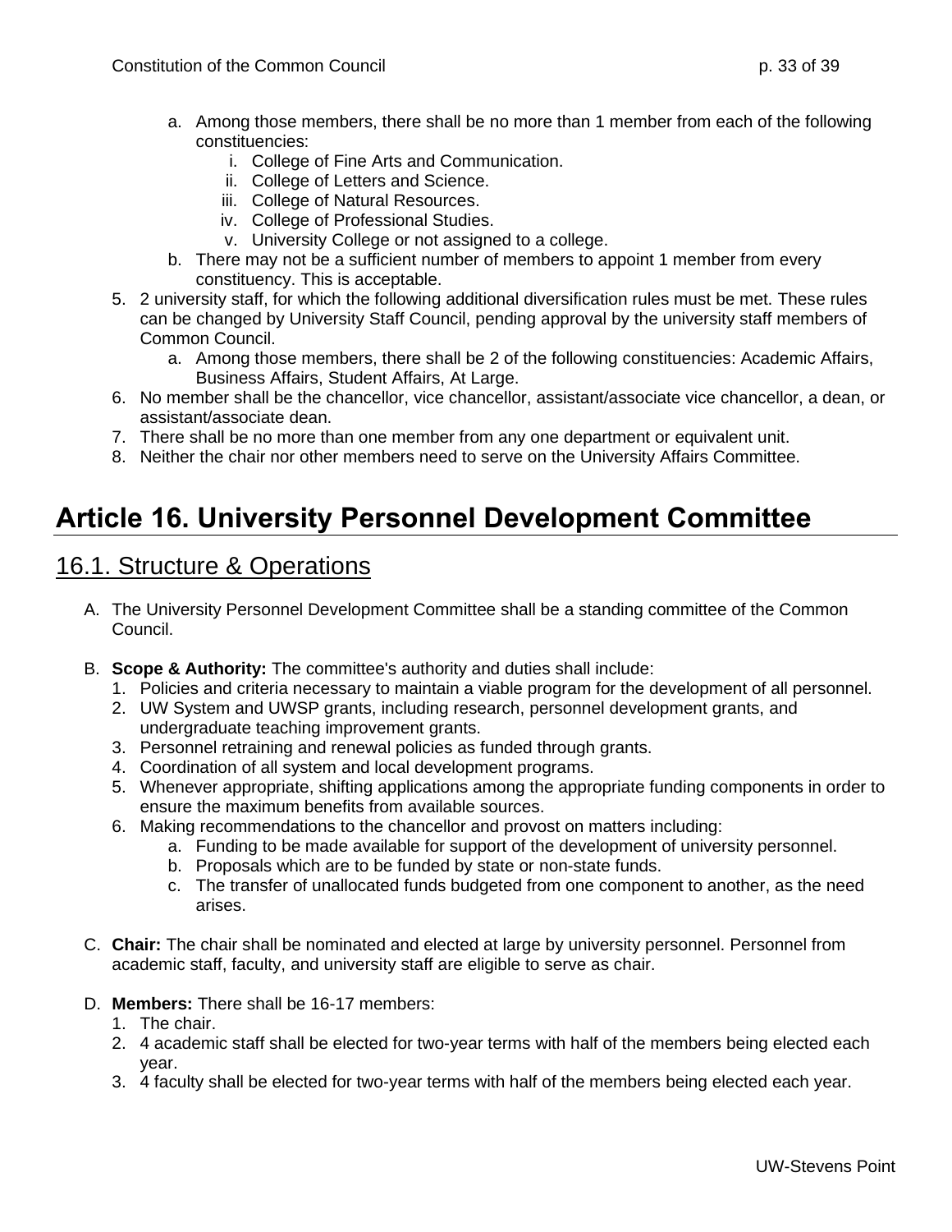a. Among those members, there shall be no more than 1 member from each of the following constituencies:
      i. College of Fine Arts and Communication.
      ii. College of Letters and Science.
      iii. College of Natural Resources.
      iv. College of Professional Studies.
      v. University College or not assigned to a college.
   b. There may not be a sufficient number of members to appoint 1 member from every constituency. This is acceptable.
5. 2 university staff, for which the following additional diversification rules must be met. These rules can be changed by University Staff Council, pending approval by the university staff members of Common Council.
   a. Among those members, there shall be 2 of the following constituencies: Academic Affairs, Business Affairs, Student Affairs, At Large.
6. No member shall be the chancellor, vice chancellor, assistant/associate vice chancellor, a dean, or assistant/associate dean.
7. There shall be no more than one member from any one department or equivalent unit.
8. Neither the chair nor other members need to serve on the University Affairs Committee.

# Article 16. University Personnel Development Committee

## 16.1. Structure & Operations

A. The University Personnel Development Committee shall be a standing committee of the Common Council.

B. **Scope & Authority:** The committee's authority and duties shall include:
   1. Policies and criteria necessary to maintain a viable program for the development of all personnel.
   2. UW System and UWSP grants, including research, personnel development grants, and undergraduate teaching improvement grants.
   3. Personnel retraining and renewal policies as funded through grants.
   4. Coordination of all system and local development programs.
   5. Whenever appropriate, shifting applications among the appropriate funding components in order to ensure the maximum benefits from available sources.
   6. Making recommendations to the chancellor and provost on matters including:
      a. Funding to be made available for support of the development of university personnel.
      b. Proposals which are to be funded by state or non-state funds.
      c. The transfer of unallocated funds budgeted from one component to another, as the need arises.

C. **Chair:** The chair shall be nominated and elected at large by university personnel. Personnel from academic staff, faculty, and university staff are eligible to serve as chair.

D. **Members:** There shall be 16-17 members:
   1. The chair.
   2. 4 academic staff shall be elected for two-year terms with half of the members being elected each year.
   3. 4 faculty shall be elected for two-year terms with half of the members being elected each year.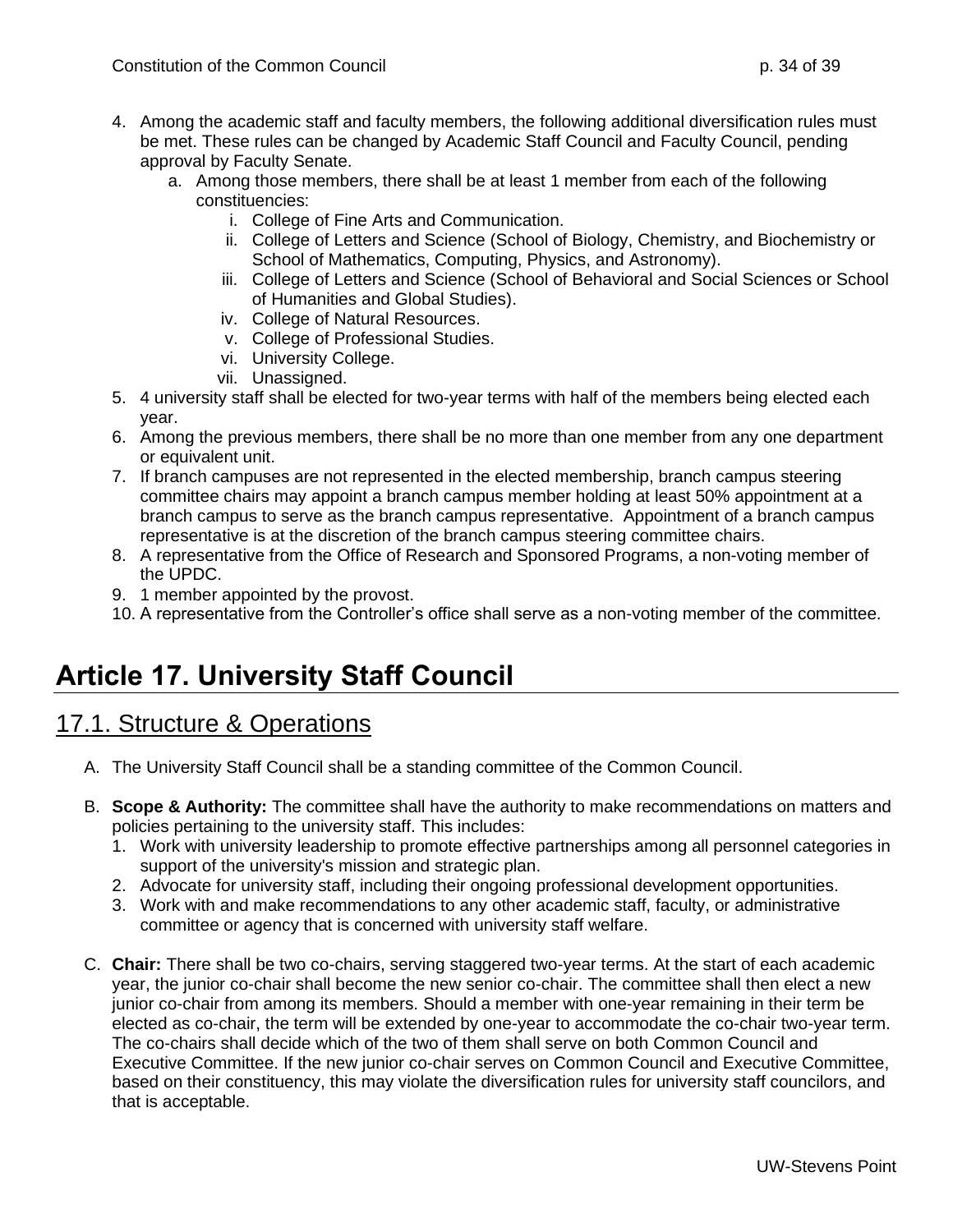4. Among the academic staff and faculty members, the following additional diversification rules must be met. These rules can be changed by Academic Staff Council and Faculty Council, pending approval by Faculty Senate.
    a. Among those members, there shall be at least 1 member from each of the following constituencies:
        i. College of Fine Arts and Communication.
        ii. College of Letters and Science (School of Biology, Chemistry, and Biochemistry or School of Mathematics, Computing, Physics, and Astronomy).
        iii. College of Letters and Science (School of Behavioral and Social Sciences or School of Humanities and Global Studies).
        iv. College of Natural Resources.
        v. College of Professional Studies.
        vi. University College.
        vii. Unassigned.
5. 4 university staff shall be elected for two-year terms with half of the members being elected each year.
6. Among the previous members, there shall be no more than one member from any one department or equivalent unit.
7. If branch campuses are not represented in the elected membership, branch campus steering committee chairs may appoint a branch campus member holding at least 50% appointment at a branch campus to serve as the branch campus representative. Appointment of a branch campus representative is at the discretion of the branch campus steering committee chairs.
8. A representative from the Office of Research and Sponsored Programs, a non-voting member of the UPDC.
9. 1 member appointed by the provost.
10. A representative from the Controller's office shall serve as a non-voting member of the committee.

# Article 17. University Staff Council

## 17.1. Structure & Operations

A. The University Staff Council shall be a standing committee of the Common Council.

B. **Scope & Authority:** The committee shall have the authority to make recommendations on matters and policies pertaining to the university staff. This includes:
    1. Work with university leadership to promote effective partnerships among all personnel categories in support of the university's mission and strategic plan.
    2. Advocate for university staff, including their ongoing professional development opportunities.
    3. Work with and make recommendations to any other academic staff, faculty, or administrative committee or agency that is concerned with university staff welfare.

C. **Chair:** There shall be two co-chairs, serving staggered two-year terms. At the start of each academic year, the junior co-chair shall become the new senior co-chair. The committee shall then elect a new junior co-chair from among its members. Should a member with one-year remaining in their term be elected as co-chair, the term will be extended by one-year to accommodate the co-chair two-year term. The co-chairs shall decide which of the two of them shall serve on both Common Council and Executive Committee. If the new junior co-chair serves on Common Council and Executive Committee, based on their constituency, this may violate the diversification rules for university staff councilors, and that is acceptable.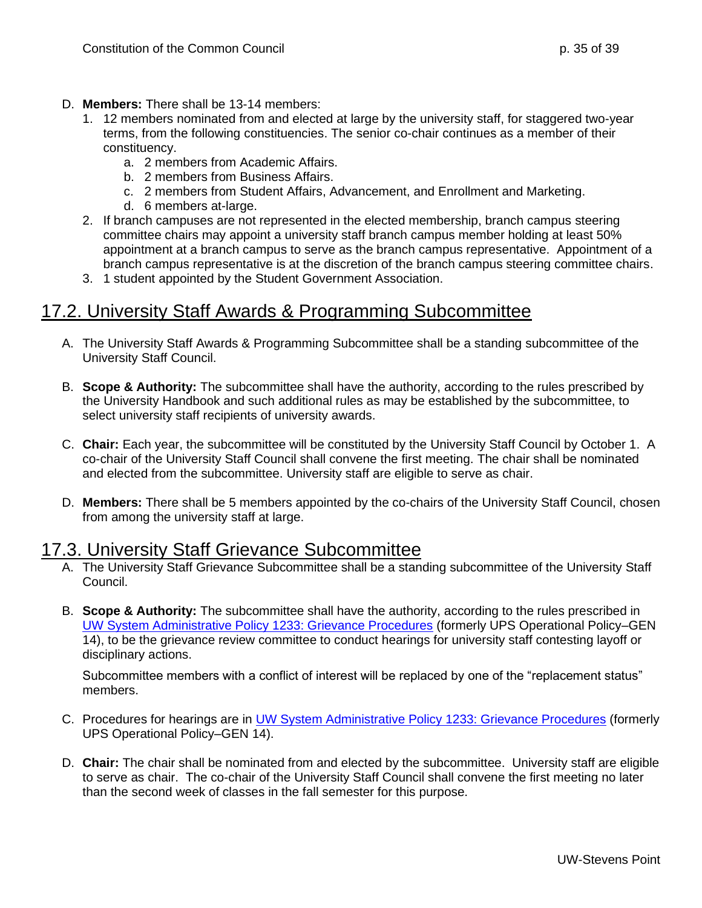D. **Members:** There shall be 13-14 members:
   1. 12 members nominated from and elected at large by the university staff, for staggered two-year terms, from the following constituencies. The senior co-chair continues as a member of their constituency.
      a. 2 members from Academic Affairs.
      b. 2 members from Business Affairs.
      c. 2 members from Student Affairs, Advancement, and Enrollment and Marketing.
      d. 6 members at-large.
   2. If branch campuses are not represented in the elected membership, branch campus steering committee chairs may appoint a university staff branch campus member holding at least 50% appointment at a branch campus to serve as the branch campus representative. Appointment of a branch campus representative is at the discretion of the branch campus steering committee chairs.
   3. 1 student appointed by the Student Government Association.

## 17.2. University Staff Awards & Programming Subcommittee

A. The University Staff Awards & Programming Subcommittee shall be a standing subcommittee of the University Staff Council.

B. **Scope & Authority:** The subcommittee shall have the authority, according to the rules prescribed by the University Handbook and such additional rules as may be established by the subcommittee, to select university staff recipients of university awards.

C. **Chair:** Each year, the subcommittee will be constituted by the University Staff Council by October 1. A co-chair of the University Staff Council shall convene the first meeting. The chair shall be nominated and elected from the subcommittee. University staff are eligible to serve as chair.

D. **Members:** There shall be 5 members appointed by the co-chairs of the University Staff Council, chosen from among the university staff at large.

## 17.3. University Staff Grievance Subcommittee

A. The University Staff Grievance Subcommittee shall be a standing subcommittee of the University Staff Council.

B. **Scope & Authority:** The subcommittee shall have the authority, according to the rules prescribed in UW System Administrative Policy 1233: Grievance Procedures (formerly UPS Operational Policy–GEN 14), to be the grievance review committee to conduct hearings for university staff contesting layoff or disciplinary actions.

   Subcommittee members with a conflict of interest will be replaced by one of the "replacement status" members.

C. Procedures for hearings are in UW System Administrative Policy 1233: Grievance Procedures (formerly UPS Operational Policy–GEN 14).

D. **Chair:** The chair shall be nominated from and elected by the subcommittee. University staff are eligible to serve as chair. The co-chair of the University Staff Council shall convene the first meeting no later than the second week of classes in the fall semester for this purpose.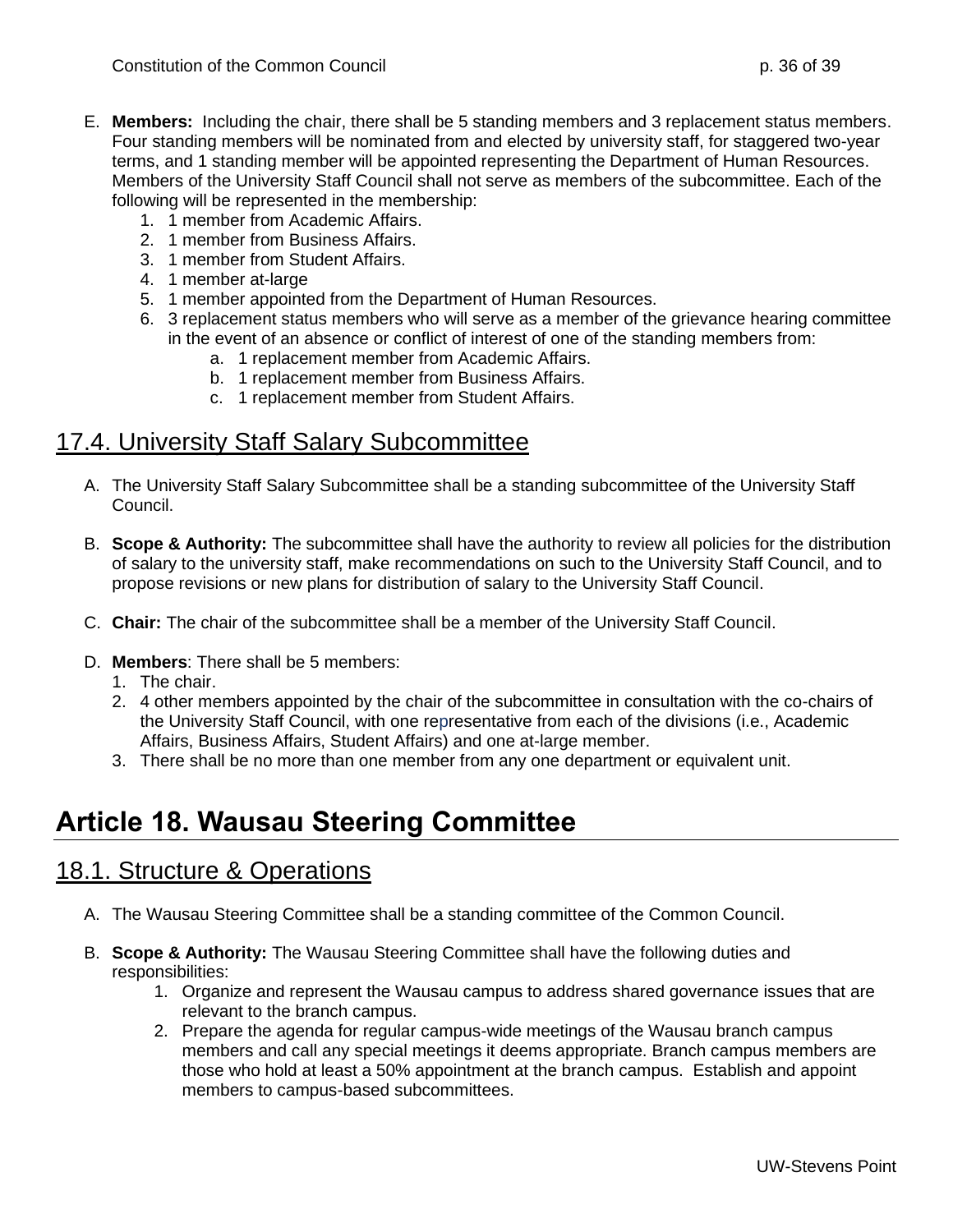E. **Members:** Including the chair, there shall be 5 standing members and 3 replacement status members. Four standing members will be nominated from and elected by university staff, for staggered two-year terms, and 1 standing member will be appointed representing the Department of Human Resources. Members of the University Staff Council shall not serve as members of the subcommittee. Each of the following will be represented in the membership:
   1. 1 member from Academic Affairs.
   2. 1 member from Business Affairs.
   3. 1 member from Student Affairs.
   4. 1 member at-large
   5. 1 member appointed from the Department of Human Resources.
   6. 3 replacement status members who will serve as a member of the grievance hearing committee in the event of an absence or conflict of interest of one of the standing members from:
      a. 1 replacement member from Academic Affairs.
      b. 1 replacement member from Business Affairs.
      c. 1 replacement member from Student Affairs.

## 17.4. University Staff Salary Subcommittee

A. The University Staff Salary Subcommittee shall be a standing subcommittee of the University Staff Council.

B. **Scope & Authority:** The subcommittee shall have the authority to review all policies for the distribution of salary to the university staff, make recommendations on such to the University Staff Council, and to propose revisions or new plans for distribution of salary to the University Staff Council.

C. **Chair:** The chair of the subcommittee shall be a member of the University Staff Council.

D. **Members**: There shall be 5 members:
   1. The chair.
   2. 4 other members appointed by the chair of the subcommittee in consultation with the co-chairs of the University Staff Council, with one representative from each of the divisions (i.e., Academic Affairs, Business Affairs, Student Affairs) and one at-large member.
   3. There shall be no more than one member from any one department or equivalent unit.

# Article 18. Wausau Steering Committee

## 18.1. Structure & Operations

A. The Wausau Steering Committee shall be a standing committee of the Common Council.

B. **Scope & Authority:** The Wausau Steering Committee shall have the following duties and responsibilities:
   1. Organize and represent the Wausau campus to address shared governance issues that are relevant to the branch campus.
   2. Prepare the agenda for regular campus-wide meetings of the Wausau branch campus members and call any special meetings it deems appropriate. Branch campus members are those who hold at least a 50% appointment at the branch campus. Establish and appoint members to campus-based subcommittees.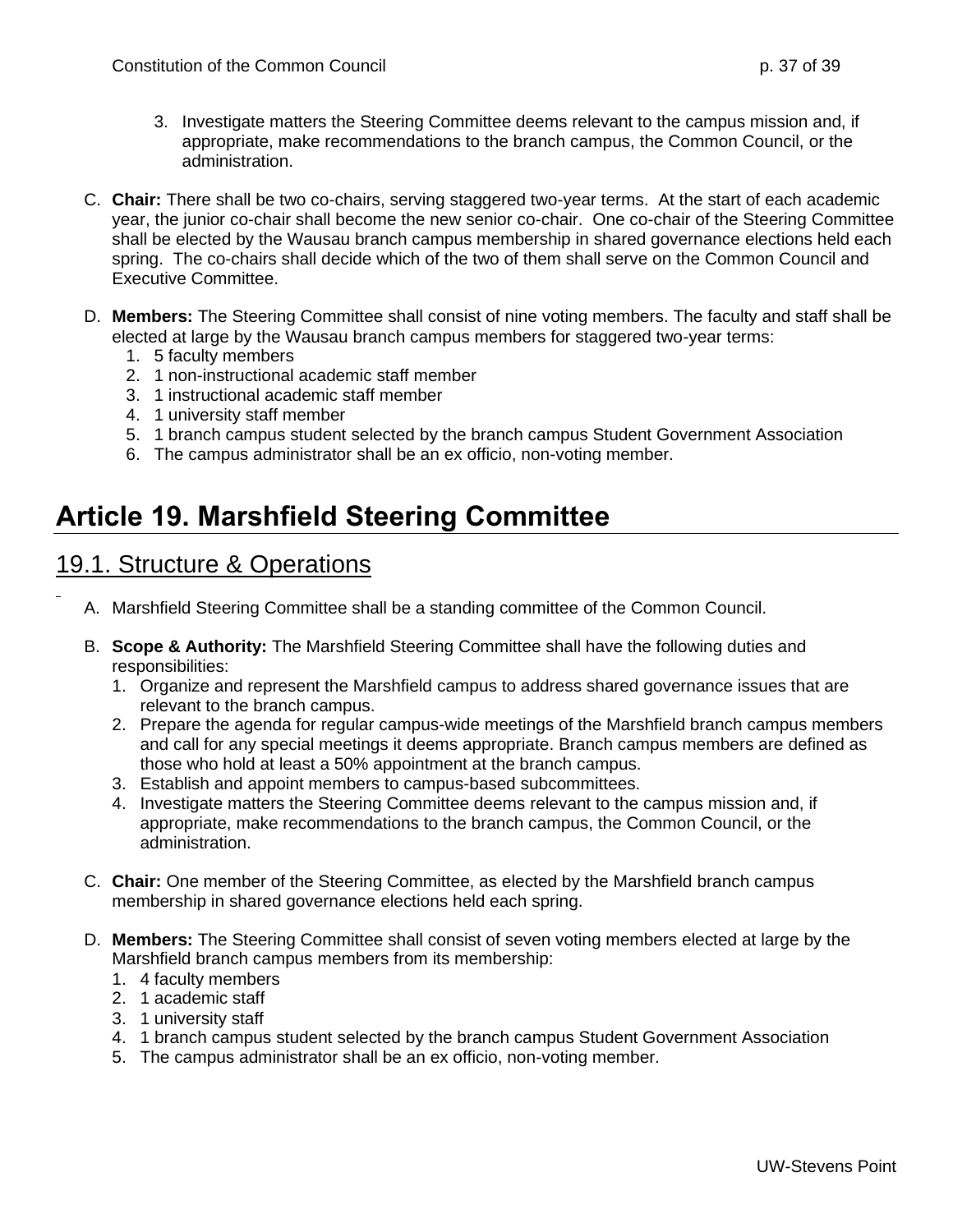3. Investigate matters the Steering Committee deems relevant to the campus mission and, if appropriate, make recommendations to the branch campus, the Common Council, or the administration.

C. **Chair:** There shall be two co-chairs, serving staggered two-year terms. At the start of each academic year, the junior co-chair shall become the new senior co-chair. One co-chair of the Steering Committee shall be elected by the Wausau branch campus membership in shared governance elections held each spring. The co-chairs shall decide which of the two of them shall serve on the Common Council and Executive Committee.

D. **Members:** The Steering Committee shall consist of nine voting members. The faculty and staff shall be elected at large by the Wausau branch campus members for staggered two-year terms:
   1. 5 faculty members
   2. 1 non-instructional academic staff member
   3. 1 instructional academic staff member
   4. 1 university staff member
   5. 1 branch campus student selected by the branch campus Student Government Association
   6. The campus administrator shall be an ex officio, non-voting member.

# Article 19. Marshfield Steering Committee

## 19.1. Structure & Operations

A. Marshfield Steering Committee shall be a standing committee of the Common Council.

B. **Scope & Authority:** The Marshfield Steering Committee shall have the following duties and responsibilities:
   1. Organize and represent the Marshfield campus to address shared governance issues that are relevant to the branch campus.
   2. Prepare the agenda for regular campus-wide meetings of the Marshfield branch campus members and call for any special meetings it deems appropriate. Branch campus members are defined as those who hold at least a 50% appointment at the branch campus.
   3. Establish and appoint members to campus-based subcommittees.
   4. Investigate matters the Steering Committee deems relevant to the campus mission and, if appropriate, make recommendations to the branch campus, the Common Council, or the administration.

C. **Chair:** One member of the Steering Committee, as elected by the Marshfield branch campus membership in shared governance elections held each spring.

D. **Members:** The Steering Committee shall consist of seven voting members elected at large by the Marshfield branch campus members from its membership:
   1. 4 faculty members
   2. 1 academic staff
   3. 1 university staff
   4. 1 branch campus student selected by the branch campus Student Government Association
   5. The campus administrator shall be an ex officio, non-voting member.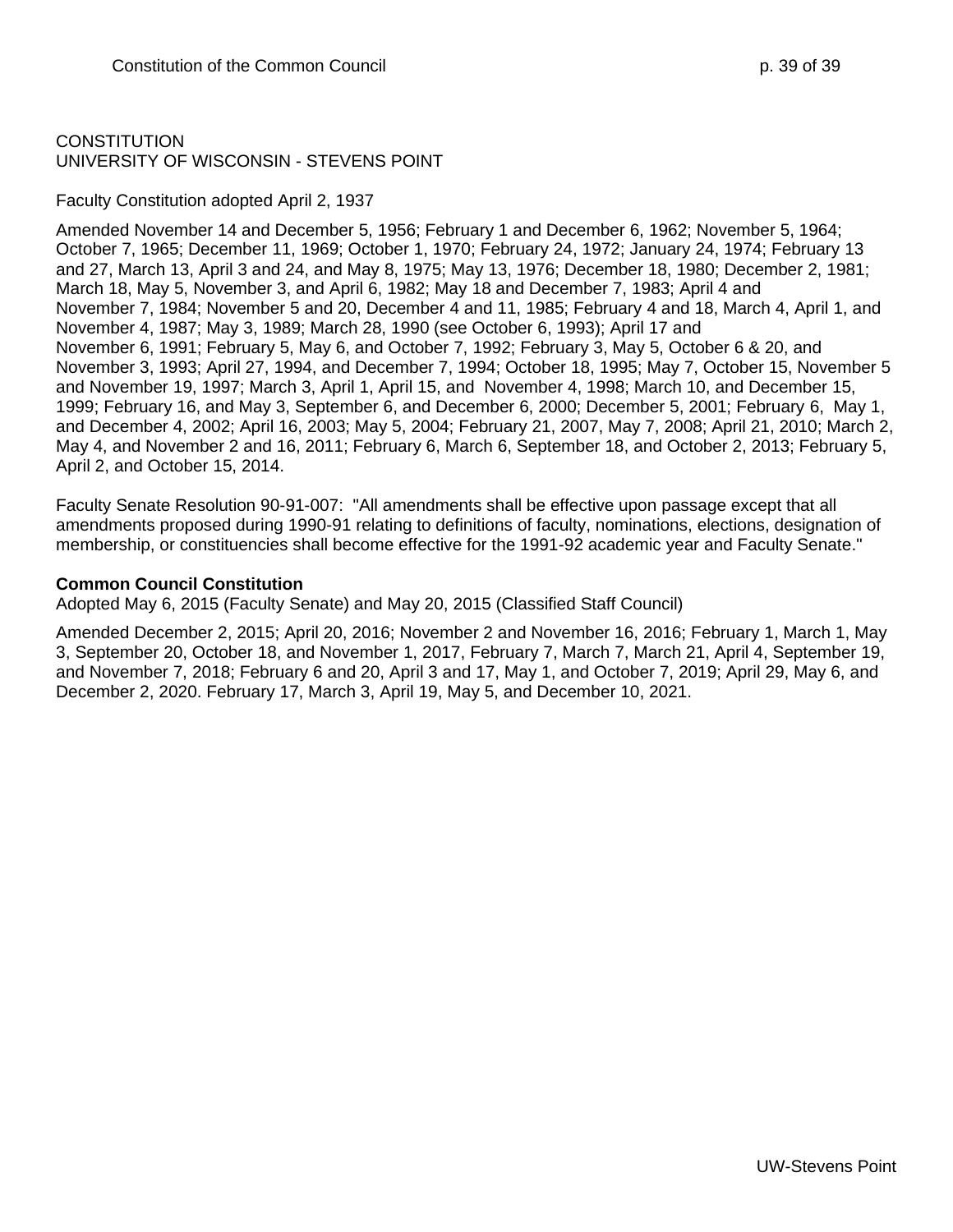CONSTITUTION
UNIVERSITY OF WISCONSIN - STEVENS POINT

Faculty Constitution adopted April 2, 1937

Amended November 14 and December 5, 1956; February 1 and December 6, 1962; November 5, 1964; October 7, 1965; December 11, 1969; October 1, 1970; February 24, 1972; January 24, 1974; February 13 and 27, March 13, April 3 and 24, and May 8, 1975; May 13, 1976; December 18, 1980; December 2, 1981; March 18, May 5, November 3, and April 6, 1982; May 18 and December 7, 1983; April 4 and November 7, 1984; November 5 and 20, December 4 and 11, 1985; February 4 and 18, March 4, April 1, and November 4, 1987; May 3, 1989; March 28, 1990 (see October 6, 1993); April 17 and November 6, 1991; February 5, May 6, and October 7, 1992; February 3, May 5, October 6 & 20, and November 3, 1993; April 27, 1994, and December 7, 1994; October 18, 1995; May 7, October 15, November 5 and November 19, 1997; March 3, April 1, April 15, and November 4, 1998; March 10, and December 15, 1999; February 16, and May 3, September 6, and December 6, 2000; December 5, 2001; February 6, May 1, and December 4, 2002; April 16, 2003; May 5, 2004; February 21, 2007, May 7, 2008; April 21, 2010; March 2, May 4, and November 2 and 16, 2011; February 6, March 6, September 18, and October 2, 2013; February 5, April 2, and October 15, 2014.

Faculty Senate Resolution 90-91-007: "All amendments shall be effective upon passage except that all amendments proposed during 1990-91 relating to definitions of faculty, nominations, elections, designation of membership, or constituencies shall become effective for the 1991-92 academic year and Faculty Senate."

**Common Council Constitution**
Adopted May 6, 2015 (Faculty Senate) and May 20, 2015 (Classified Staff Council)

Amended December 2, 2015; April 20, 2016; November 2 and November 16, 2016; February 1, March 1, May 3, September 20, October 18, and November 1, 2017, February 7, March 7, March 21, April 4, September 19, and November 7, 2018; February 6 and 20, April 3 and 17, May 1, and October 7, 2019; April 29, May 6, and December 2, 2020. February 17, March 3, April 19, May 5, and December 10, 2021.